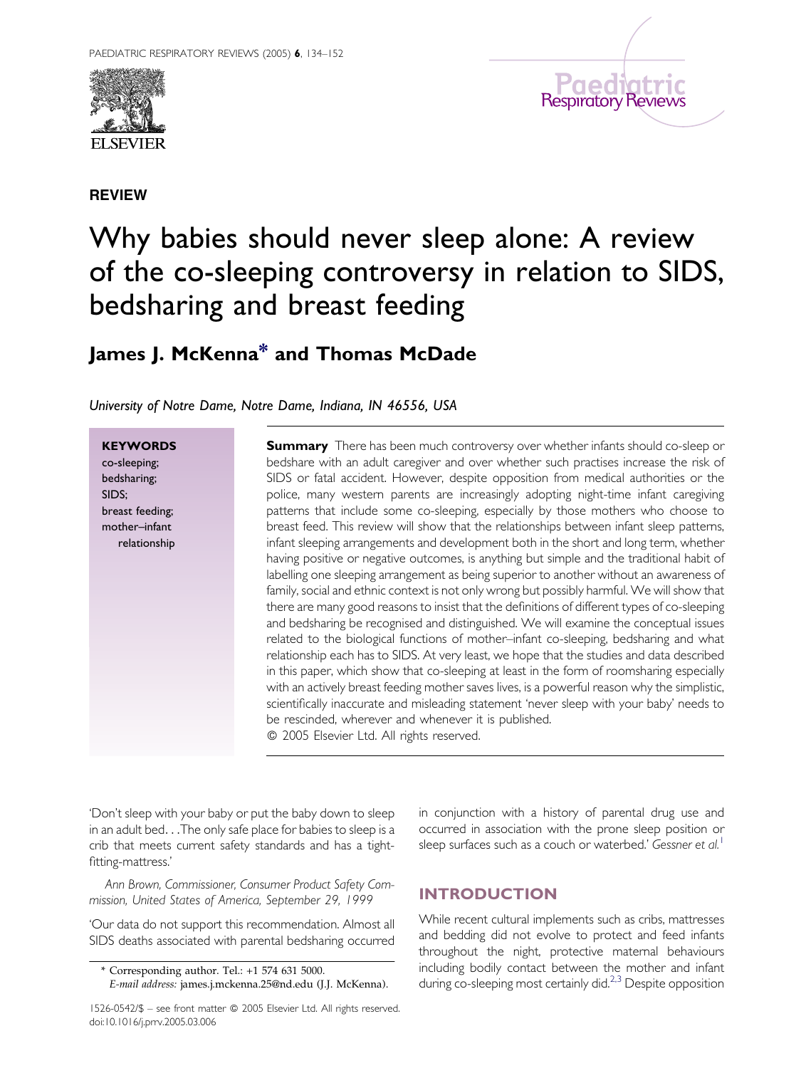REVIEW

# Why babies should never sleep alone: A review of the co-sleeping controversy in relation to SIDS, bedsharing and breast feeding

## James J. McKenna* and Thomas McDade

*University of Notre Dame, Notre Dame, Indiana, IN 46556, USA*

**KEYWORDS**
co-sleeping;
bedsharing;
SIDS;
breast feeding;
mother–infant relationship

**Summary** There has been much controversy over whether infants should co-sleep or bedshare with an adult caregiver and over whether such practises increase the risk of SIDS or fatal accident. However, despite opposition from medical authorities or the police, many western parents are increasingly adopting night-time infant caregiving patterns that include some co-sleeping, especially by those mothers who choose to breast feed. This review will show that the relationships between infant sleep patterns, infant sleeping arrangements and development both in the short and long term, whether having positive or negative outcomes, is anything but simple and the traditional habit of labelling one sleeping arrangement as being superior to another without an awareness of family, social and ethnic context is not only wrong but possibly harmful. We will show that there are many good reasons to insist that the definitions of different types of co-sleeping and bedsharing be recognised and distinguished. We will examine the conceptual issues related to the biological functions of mother–infant co-sleeping, bedsharing and what relationship each has to SIDS. At very least, we hope that the studies and data described in this paper, which show that co-sleeping at least in the form of roomsharing especially with an actively breast feeding mother saves lives, is a powerful reason why the simplistic, scientifically inaccurate and misleading statement 'never sleep with your baby' needs to be rescinded, wherever and whenever it is published.
© 2005 Elsevier Ltd. All rights reserved.

'Don't sleep with your baby or put the baby down to sleep in an adult bed. . .The only safe place for babies to sleep is a crib that meets current safety standards and has a tight-fitting-mattress.'

*Ann Brown, Commissioner, Consumer Product Safety Commission, United States of America, September 29, 1999*

'Our data do not support this recommendation. Almost all SIDS deaths associated with parental bedsharing occurred in conjunction with a history of parental drug use and occurred in association with the prone sleep position or sleep surfaces such as a couch or waterbed.' *Gessner et al.*[1]

## INTRODUCTION

While recent cultural implements such as cribs, mattresses and bedding did not evolve to protect and feed infants throughout the night, protective maternal behaviours including bodily contact between the mother and infant during co-sleeping most certainly did.[2,3] Despite opposition

\* Corresponding author. Tel.: +1 574 631 5000.
*E-mail address:* james.j.mckenna.25@nd.edu (J.J. McKenna).

1526-0542/$ – see front matter © 2005 Elsevier Ltd. All rights reserved.
doi:10.1016/j.prrv.2005.03.006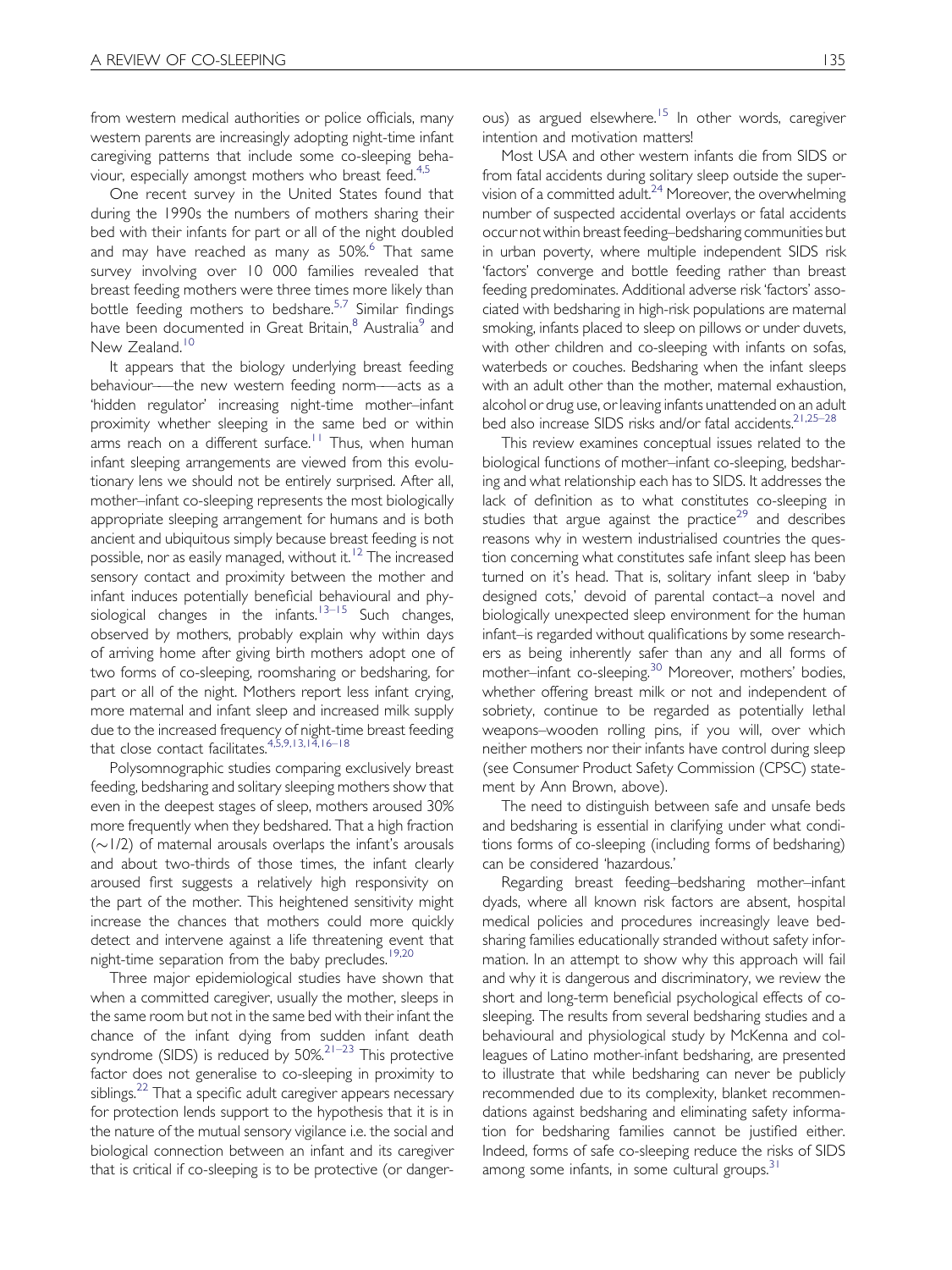from western medical authorities or police officials, many western parents are increasingly adopting night-time infant caregiving patterns that include some co-sleeping behaviour, especially amongst mothers who breast feed.[4,5]

One recent survey in the United States found that during the 1990s the numbers of mothers sharing their bed with their infants for part or all of the night doubled and may have reached as many as 50%.[6] That same survey involving over 10 000 families revealed that breast feeding mothers were three times more likely than bottle feeding mothers to bedshare.[5,7] Similar findings have been documented in Great Britain,[8] Australia[9] and New Zealand.[10]

It appears that the biology underlying breast feeding behaviour—the new western feeding norm—acts as a 'hidden regulator' increasing night-time mother–infant proximity whether sleeping in the same bed or within arms reach on a different surface.[11] Thus, when human infant sleeping arrangements are viewed from this evolutionary lens we should not be entirely surprised. After all, mother–infant co-sleeping represents the most biologically appropriate sleeping arrangement for humans and is both ancient and ubiquitous simply because breast feeding is not possible, nor as easily managed, without it.[12] The increased sensory contact and proximity between the mother and infant induces potentially beneficial behavioural and physiological changes in the infants.[13–15] Such changes, observed by mothers, probably explain why within days of arriving home after giving birth mothers adopt one of two forms of co-sleeping, roomsharing or bedsharing, for part or all of the night. Mothers report less infant crying, more maternal and infant sleep and increased milk supply due to the increased frequency of night-time breast feeding that close contact facilitates.[4,5,9,13,14,16–18]

Polysomnographic studies comparing exclusively breast feeding, bedsharing and solitary sleeping mothers show that even in the deepest stages of sleep, mothers aroused 30% more frequently when they bedshared. That a high fraction (~1/2) of maternal arousals overlaps the infant's arousals and about two-thirds of those times, the infant clearly aroused first suggests a relatively high responsivity on the part of the mother. This heightened sensitivity might increase the chances that mothers could more quickly detect and intervene against a life threatening event that night-time separation from the baby precludes.[19,20]

Three major epidemiological studies have shown that when a committed caregiver, usually the mother, sleeps in the same room but not in the same bed with their infant the chance of the infant dying from sudden infant death syndrome (SIDS) is reduced by 50%.[21–23] This protective factor does not generalise to co-sleeping in proximity to siblings.[22] That a specific adult caregiver appears necessary for protection lends support to the hypothesis that it is in the nature of the mutual sensory vigilance i.e. the social and biological connection between an infant and its caregiver that is critical if co-sleeping is to be protective (or dangerous) as argued elsewhere.[15] In other words, caregiver intention and motivation matters!

Most USA and other western infants die from SIDS or from fatal accidents during solitary sleep outside the supervision of a committed adult.[24] Moreover, the overwhelming number of suspected accidental overlays or fatal accidents occur not within breast feeding–bedsharing communities but in urban poverty, where multiple independent SIDS risk 'factors' converge and bottle feeding rather than breast feeding predominates. Additional adverse risk 'factors' associated with bedsharing in high-risk populations are maternal smoking, infants placed to sleep on pillows or under duvets, with other children and co-sleeping with infants on sofas, waterbeds or couches. Bedsharing when the infant sleeps with an adult other than the mother, maternal exhaustion, alcohol or drug use, or leaving infants unattended on an adult bed also increase SIDS risks and/or fatal accidents.[21,25–28]

This review examines conceptual issues related to the biological functions of mother–infant co-sleeping, bedsharing and what relationship each has to SIDS. It addresses the lack of definition as to what constitutes co-sleeping in studies that argue against the practice[29] and describes reasons why in western industrialised countries the question concerning what constitutes safe infant sleep has been turned on it's head. That is, solitary infant sleep in 'baby designed cots,' devoid of parental contact–a novel and biologically unexpected sleep environment for the human infant–is regarded without qualifications by some researchers as being inherently safer than any and all forms of mother–infant co-sleeping.[30] Moreover, mothers' bodies, whether offering breast milk or not and independent of sobriety, continue to be regarded as potentially lethal weapons–wooden rolling pins, if you will, over which neither mothers nor their infants have control during sleep (see Consumer Product Safety Commission (CPSC) statement by Ann Brown, above).

The need to distinguish between safe and unsafe beds and bedsharing is essential in clarifying under what conditions forms of co-sleeping (including forms of bedsharing) can be considered 'hazardous.'

Regarding breast feeding–bedsharing mother–infant dyads, where all known risk factors are absent, hospital medical policies and procedures increasingly leave bedsharing families educationally stranded without safety information. In an attempt to show why this approach will fail and why it is dangerous and discriminatory, we review the short and long-term beneficial psychological effects of co-sleeping. The results from several bedsharing studies and a behavioural and physiological study by McKenna and colleagues of Latino mother-infant bedsharing, are presented to illustrate that while bedsharing can never be publicly recommended due to its complexity, blanket recommendations against bedsharing and eliminating safety information for bedsharing families cannot be justified either. Indeed, forms of safe co-sleeping reduce the risks of SIDS among some infants, in some cultural groups.[31]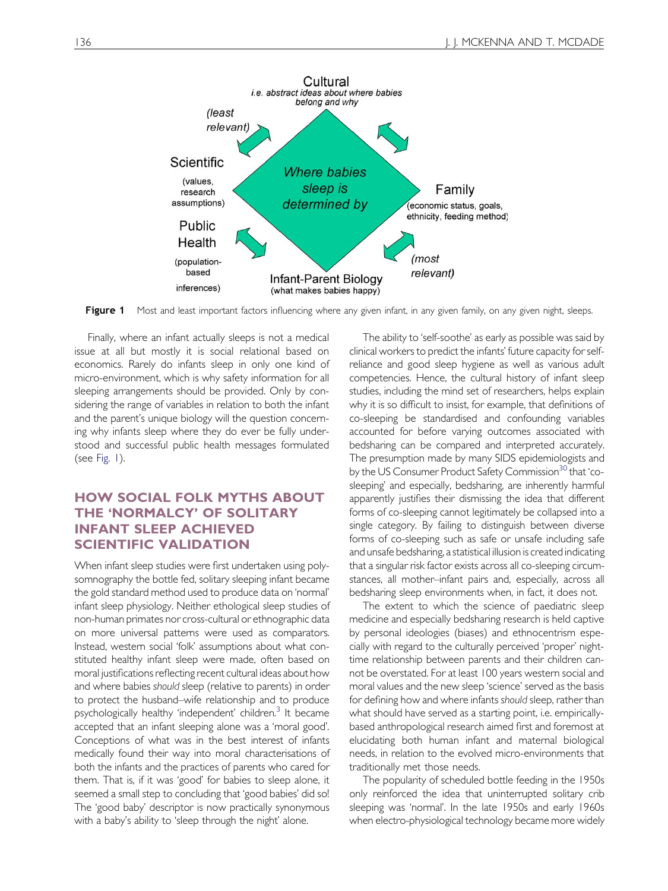Figure 1 Most and least important factors influencing where any given infant, in any given family, on any given night, sleeps.

Finally, where an infant actually sleeps is not a medical issue at all but mostly it is social relational based on economics. Rarely do infants sleep in only one kind of micro-environment, which is why safety information for all sleeping arrangements should be provided. Only by considering the range of variables in relation to both the infant and the parent's unique biology will the question concerning why infants sleep where they do ever be fully understood and successful public health messages formulated (see Fig. 1).

## HOW SOCIAL FOLK MYTHS ABOUT THE 'NORMALCY' OF SOLITARY INFANT SLEEP ACHIEVED SCIENTIFIC VALIDATION

When infant sleep studies were first undertaken using polysomnography the bottle fed, solitary sleeping infant became the gold standard method used to produce data on 'normal' infant sleep physiology. Neither ethological sleep studies of non-human primates nor cross-cultural or ethnographic data on more universal patterns were used as comparators. Instead, western social 'folk' assumptions about what constituted healthy infant sleep were made, often based on moral justifications reflecting recent cultural ideas about how and where babies *should* sleep (relative to parents) in order to protect the husband–wife relationship and to produce psychologically healthy 'independent' children.[3] It became accepted that an infant sleeping alone was a 'moral good'. Conceptions of what was in the best interest of infants medically found their way into moral characterisations of both the infants and the practices of parents who cared for them. That is, if it was 'good' for babies to sleep alone, it seemed a small step to concluding that 'good babies' did so! The 'good baby' descriptor is now practically synonymous with a baby's ability to 'sleep through the night' alone.

The ability to 'self-soothe' as early as possible was said by clinical workers to predict the infants' future capacity for self-reliance and good sleep hygiene as well as various adult competencies. Hence, the cultural history of infant sleep studies, including the mind set of researchers, helps explain why it is so difficult to insist, for example, that definitions of co-sleeping be standardised and confounding variables accounted for before varying outcomes associated with bedsharing can be compared and interpreted accurately. The presumption made by many SIDS epidemiologists and by the US Consumer Product Safety Commission[30] that 'co-sleeping' and especially, bedsharing, are inherently harmful apparently justifies their dismissing the idea that different forms of co-sleeping cannot legitimately be collapsed into a single category. By failing to distinguish between diverse forms of co-sleeping such as safe or unsafe including safe and unsafe bedsharing, a statistical illusion is created indicating that a singular risk factor exists across all co-sleeping circumstances, all mother–infant pairs and, especially, across all bedsharing sleep environments when, in fact, it does not.

The extent to which the science of paediatric sleep medicine and especially bedsharing research is held captive by personal ideologies (biases) and ethnocentrism especially with regard to the culturally perceived 'proper' night-time relationship between parents and their children cannot be overstated. For at least 100 years western social and moral values and the new sleep 'science' served as the basis for defining how and where infants *should* sleep, rather than what should have served as a starting point, i.e. empirically-based anthropological research aimed first and foremost at elucidating both human infant and maternal biological needs, in relation to the evolved micro-environments that traditionally met those needs.

The popularity of scheduled bottle feeding in the 1950s only reinforced the idea that uninterrupted solitary crib sleeping was 'normal'. In the late 1950s and early 1960s when electro-physiological technology became more widely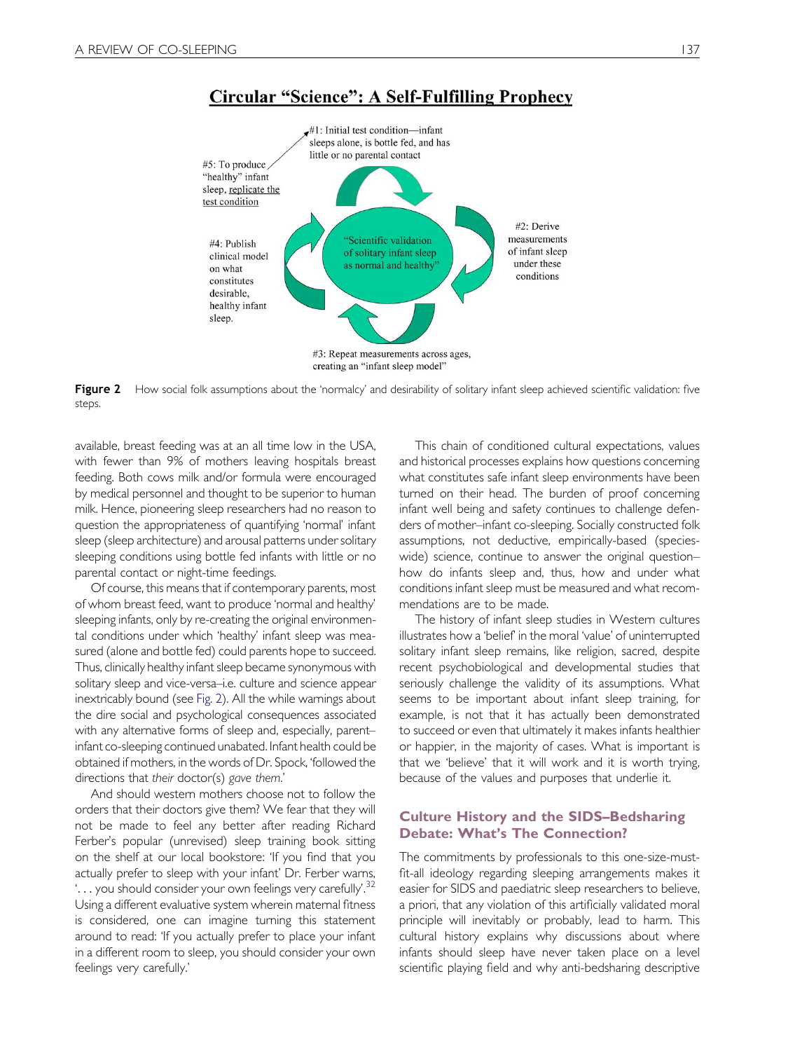**Circular "Science": A Self-Fulfilling Prophecy**

#1: Initial test condition—infant sleeps alone, is bottle fed, and has little or no parental contact

#2: Derive measurements of infant sleep under these conditions

#3: Repeat measurements across ages, creating an "infant sleep model"

#4: Publish clinical model on what constitutes desirable, healthy infant sleep.

#5: To produce "healthy" infant sleep, replicate the test condition

"Scientific validation of solitary infant sleep as normal and healthy"

**Figure 2** How social folk assumptions about the 'normalcy' and desirability of solitary infant sleep achieved scientific validation: five steps.

available, breast feeding was at an all time low in the USA, with fewer than 9% of mothers leaving hospitals breast feeding. Both cows milk and/or formula were encouraged by medical personnel and thought to be superior to human milk. Hence, pioneering sleep researchers had no reason to question the appropriateness of quantifying 'normal' infant sleep (sleep architecture) and arousal patterns under solitary sleeping conditions using bottle fed infants with little or no parental contact or night-time feedings.

Of course, this means that if contemporary parents, most of whom breast feed, want to produce 'normal and healthy' sleeping infants, only by re-creating the original environmental conditions under which 'healthy' infant sleep was measured (alone and bottle fed) could parents hope to succeed. Thus, clinically healthy infant sleep became synonymous with solitary sleep and vice-versa–i.e. culture and science appear inextricably bound (see Fig. 2). All the while warnings about the dire social and psychological consequences associated with any alternative forms of sleep and, especially, parent–infant co-sleeping continued unabated. Infant health could be obtained if mothers, in the words of Dr. Spock, 'followed the directions that *their* doctor(s) *gave them*.'

And should western mothers choose not to follow the orders that their doctors give them? We fear that they will not be made to feel any better after reading Richard Ferber's popular (unrevised) sleep training book sitting on the shelf at our local bookstore: 'If you find that you actually prefer to sleep with your infant' Dr. Ferber warns, '. . . you should consider your own feelings very carefully'.[32] Using a different evaluative system wherein maternal fitness is considered, one can imagine turning this statement around to read: 'If you actually prefer to place your infant in a different room to sleep, you should consider your own feelings very carefully.'

This chain of conditioned cultural expectations, values and historical processes explains how questions concerning what constitutes safe infant sleep environments have been turned on their head. The burden of proof concerning infant well being and safety continues to challenge defenders of mother–infant co-sleeping. Socially constructed folk assumptions, not deductive, empirically-based (species-wide) science, continue to answer the original question–how do infants sleep and, thus, how and under what conditions infant sleep must be measured and what recommendations are to be made.

The history of infant sleep studies in Western cultures illustrates how a 'belief' in the moral 'value' of uninterrupted solitary infant sleep remains, like religion, sacred, despite recent psychobiological and developmental studies that seriously challenge the validity of its assumptions. What seems to be important about infant sleep training, for example, is not that it has actually been demonstrated to succeed or even that ultimately it makes infants healthier or happier, in the majority of cases. What is important is that we 'believe' that it will work and it is worth trying, because of the values and purposes that underlie it.

## Culture History and the SIDS–Bedsharing Debate: What's The Connection?

The commitments by professionals to this one-size-must-fit-all ideology regarding sleeping arrangements makes it easier for SIDS and paediatric sleep researchers to believe, a priori, that any violation of this artificially validated moral principle will inevitably or probably, lead to harm. This cultural history explains why discussions about where infants should sleep have never taken place on a level scientific playing field and why anti-bedsharing descriptive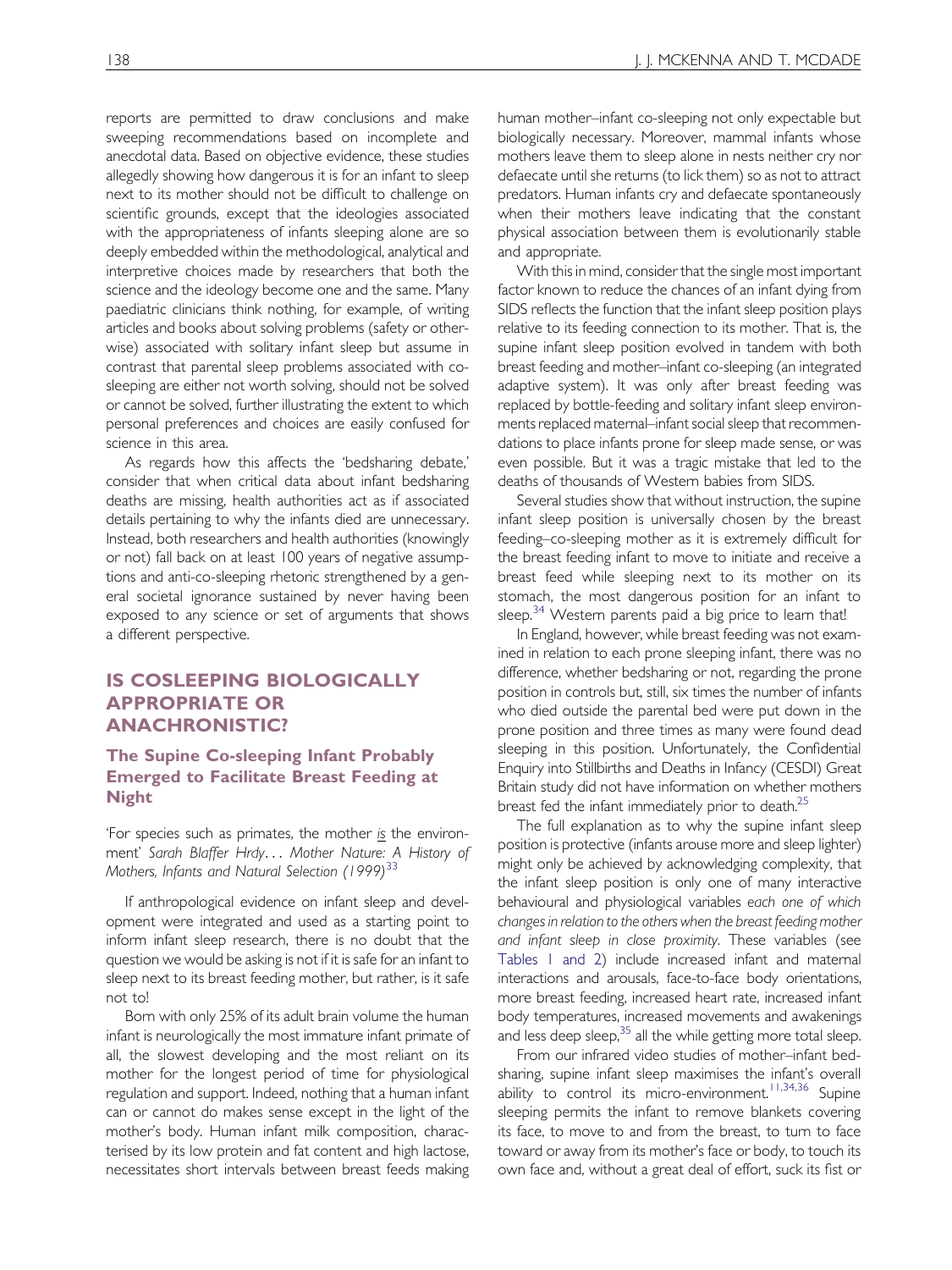reports are permitted to draw conclusions and make sweeping recommendations based on incomplete and anecdotal data. Based on objective evidence, these studies allegedly showing how dangerous it is for an infant to sleep next to its mother should not be difficult to challenge on scientific grounds, except that the ideologies associated with the appropriateness of infants sleeping alone are so deeply embedded within the methodological, analytical and interpretive choices made by researchers that both the science and the ideology become one and the same. Many paediatric clinicians think nothing, for example, of writing articles and books about solving problems (safety or otherwise) associated with solitary infant sleep but assume in contrast that parental sleep problems associated with co-sleeping are either not worth solving, should not be solved or cannot be solved, further illustrating the extent to which personal preferences and choices are easily confused for science in this area.

As regards how this affects the 'bedsharing debate,' consider that when critical data about infant bedsharing deaths are missing, health authorities act as if associated details pertaining to why the infants died are unnecessary. Instead, both researchers and health authorities (knowingly or not) fall back on at least 100 years of negative assumptions and anti-co-sleeping rhetoric strengthened by a general societal ignorance sustained by never having been exposed to any science or set of arguments that shows a different perspective.

## IS COSLEEPING BIOLOGICALLY APPROPRIATE OR ANACHRONISTIC?

### The Supine Co-sleeping Infant Probably Emerged to Facilitate Breast Feeding at Night

'For species such as primates, the mother *is* the environment' *Sarah Blaffer Hrdy... Mother Nature: A History of Mothers, Infants and Natural Selection (1999)*[33]

If anthropological evidence on infant sleep and development were integrated and used as a starting point to inform infant sleep research, there is no doubt that the question we would be asking is not if it is safe for an infant to sleep next to its breast feeding mother, but rather, is it safe not to!

Born with only 25% of its adult brain volume the human infant is neurologically the most immature infant primate of all, the slowest developing and the most reliant on its mother for the longest period of time for physiological regulation and support. Indeed, nothing that a human infant can or cannot do makes sense except in the light of the mother's body. Human infant milk composition, characterised by its low protein and fat content and high lactose, necessitates short intervals between breast feeds making human mother–infant co-sleeping not only expectable but biologically necessary. Moreover, mammal infants whose mothers leave them to sleep alone in nests neither cry nor defaecate until she returns (to lick them) so as not to attract predators. Human infants cry and defaecate spontaneously when their mothers leave indicating that the constant physical association between them is evolutionarily stable and appropriate.

With this in mind, consider that the single most important factor known to reduce the chances of an infant dying from SIDS reflects the function that the infant sleep position plays relative to its feeding connection to its mother. That is, the supine infant sleep position evolved in tandem with both breast feeding and mother–infant co-sleeping (an integrated adaptive system). It was only after breast feeding was replaced by bottle-feeding and solitary infant sleep environments replaced maternal–infant social sleep that recommendations to place infants prone for sleep made sense, or was even possible. But it was a tragic mistake that led to the deaths of thousands of Western babies from SIDS.

Several studies show that without instruction, the supine infant sleep position is universally chosen by the breast feeding–co-sleeping mother as it is extremely difficult for the breast feeding infant to move to initiate and receive a breast feed while sleeping next to its mother on its stomach, the most dangerous position for an infant to sleep.[34] Western parents paid a big price to learn that!

In England, however, while breast feeding was not examined in relation to each prone sleeping infant, there was no difference, whether bedsharing or not, regarding the prone position in controls but, still, six times the number of infants who died outside the parental bed were put down in the prone position and three times as many were found dead sleeping in this position. Unfortunately, the Confidential Enquiry into Stillbirths and Deaths in Infancy (CESDI) Great Britain study did not have information on whether mothers breast fed the infant immediately prior to death.[25]

The full explanation as to why the supine infant sleep position is protective (infants arouse more and sleep lighter) might only be achieved by acknowledging complexity, that the infant sleep position is only one of many interactive behavioural and physiological variables *each one of which changes in relation to the others when the breast feeding mother and infant sleep in close proximity.* These variables (see Tables 1 and 2) include increased infant and maternal interactions and arousals, face-to-face body orientations, more breast feeding, increased heart rate, increased infant body temperatures, increased movements and awakenings and less deep sleep,[35] all the while getting more total sleep.

From our infrared video studies of mother–infant bedsharing, supine infant sleep maximises the infant's overall ability to control its micro-environment.[11,34,36] Supine sleeping permits the infant to remove blankets covering its face, to move to and from the breast, to turn to face toward or away from its mother's face or body, to touch its own face and, without a great deal of effort, suck its fist or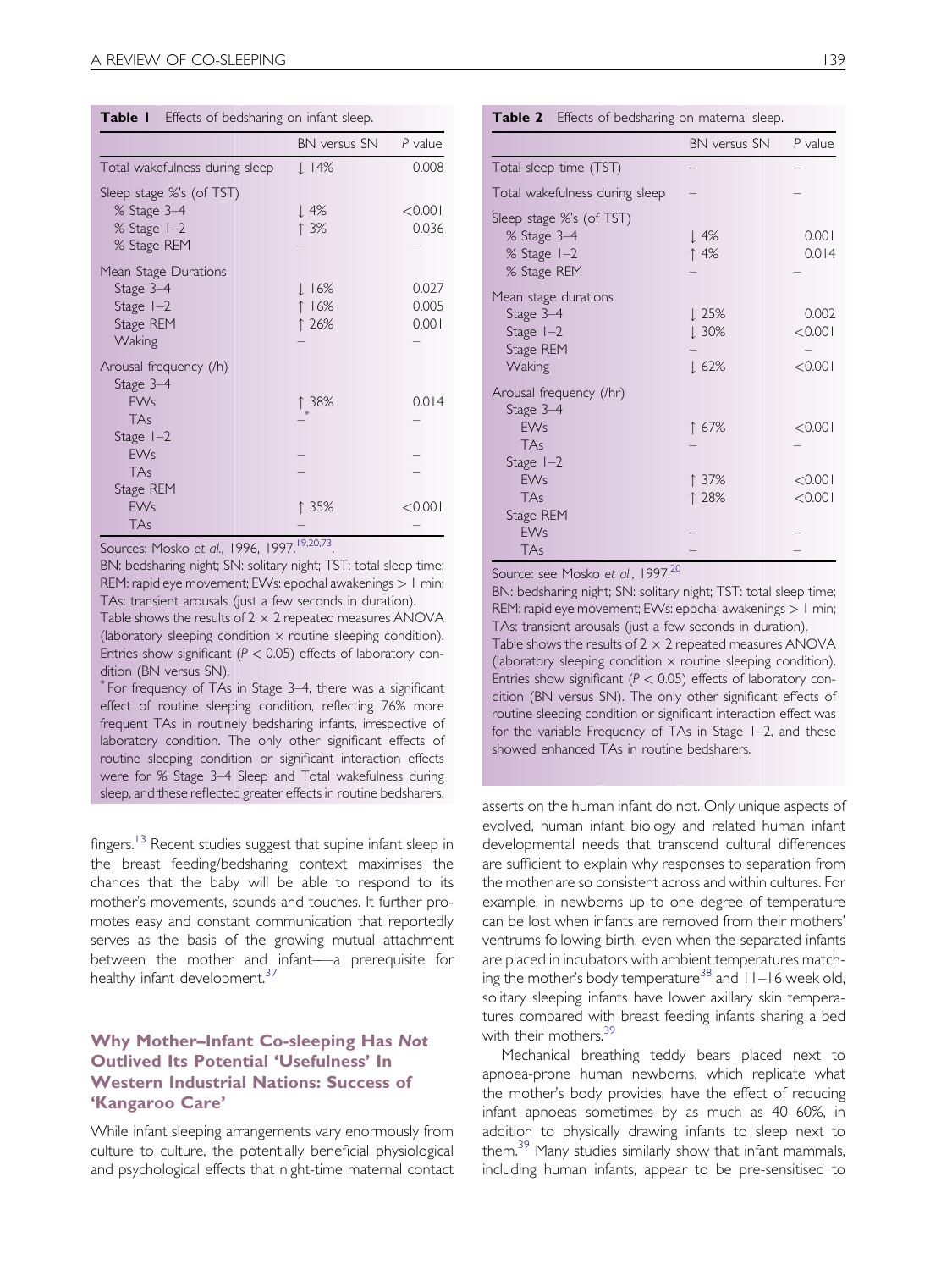**Table 1** Effects of bedsharing on infant sleep.

| | BN versus SN | *P* value |
|---|---|---|
| Total wakefulness during sleep | ↓ 14% | 0.008 |
| Sleep stage %'s (of TST) | | |
| % Stage 3–4 | ↓ 4% | <0.001 |
| % Stage 1–2 | ↑ 3% | 0.036 |
| % Stage REM | – | – |
| Mean Stage Durations | | |
| Stage 3–4 | ↓ 16% | 0.027 |
| Stage 1–2 | ↑ 16% | 0.005 |
| Stage REM | ↑ 26% | 0.001 |
| Waking | – | – |
| Arousal frequency (/h) | | |
| Stage 3–4 | | |
| EWs | ↑ 38% | 0.014 |
| TAs | –* | – |
| Stage 1–2 | | |
| EWs | – | – |
| TAs | – | – |
| Stage REM | | |
| EWs | ↑ 35% | <0.001 |
| TAs | – | – |

Sources: Mosko *et al.*, 1996, 1997.[19,20,73]

BN: bedsharing night; SN: solitary night; TST: total sleep time; REM: rapid eye movement; EWs: epochal awakenings > 1 min; TAs: transient arousals (just a few seconds in duration).

Table shows the results of 2 × 2 repeated measures ANOVA (laboratory sleeping condition × routine sleeping condition). Entries show significant ($P < 0.05$) effects of laboratory condition (BN versus SN).

*For frequency of TAs in Stage 3–4, there was a significant effect of routine sleeping condition, reflecting 76% more frequent TAs in routinely bedsharing infants, irrespective of laboratory condition. The only other significant effects of routine sleeping condition or significant interaction effects were for % Stage 3–4 Sleep and Total wakefulness during sleep, and these reflected greater effects in routine bedsharers.

fingers.[13] Recent studies suggest that supine infant sleep in the breast feeding/bedsharing context maximises the chances that the baby will be able to respond to its mother's movements, sounds and touches. It further promotes easy and constant communication that reportedly serves as the basis of the growing mutual attachment between the mother and infant—a prerequisite for healthy infant development.[37]

## Why Mother–Infant Co-sleeping Has *Not* Outlived Its Potential 'Usefulness' In Western Industrial Nations: Success of 'Kangaroo Care'

While infant sleeping arrangements vary enormously from culture to culture, the potentially beneficial physiological and psychological effects that night-time maternal contact asserts on the human infant do not. Only unique aspects of evolved, human infant biology and related human infant developmental needs that transcend cultural differences are sufficient to explain why responses to separation from the mother are so consistent across and within cultures. For example, in newborns up to one degree of temperature can be lost when infants are removed from their mothers' ventrums following birth, even when the separated infants are placed in incubators with ambient temperatures matching the mother's body temperature[38] and 11–16 week old, solitary sleeping infants have lower axillary skin temperatures compared with breast feeding infants sharing a bed with their mothers.[39]

**Table 2** Effects of bedsharing on maternal sleep.

| | BN versus SN | *P* value |
|---|---|---|
| Total sleep time (TST) | – | – |
| Total wakefulness during sleep | – | – |
| Sleep stage %'s (of TST) | | |
| % Stage 3–4 | ↓ 4% | 0.001 |
| % Stage 1–2 | ↑ 4% | 0.014 |
| % Stage REM | – | – |
| Mean stage durations | | |
| Stage 3–4 | ↓ 25% | 0.002 |
| Stage 1–2 | ↓ 30% | <0.001 |
| Stage REM | – | – |
| Waking | ↓ 62% | <0.001 |
| Arousal frequency (/hr) | | |
| Stage 3–4 | | |
| EWs | ↑ 67% | <0.001 |
| TAs | – | – |
| Stage 1–2 | | |
| EWs | ↑ 37% | <0.001 |
| TAs | ↑ 28% | <0.001 |
| Stage REM | | |
| EWs | – | – |
| TAs | – | – |

Source: see Mosko *et al.*, 1997.[20]

BN: bedsharing night; SN: solitary night; TST: total sleep time; REM: rapid eye movement; EWs: epochal awakenings > 1 min; TAs: transient arousals (just a few seconds in duration).

Table shows the results of 2 × 2 repeated measures ANOVA (laboratory sleeping condition × routine sleeping condition). Entries show significant ($P < 0.05$) effects of laboratory condition (BN versus SN). The only other significant effects of routine sleeping condition or significant interaction effect was for the variable Frequency of TAs in Stage 1–2, and these showed enhanced TAs in routine bedsharers.

Mechanical breathing teddy bears placed next to apnoea-prone human newborns, which replicate what the mother's body provides, have the effect of reducing infant apnoeas sometimes by as much as 40–60%, in addition to physically drawing infants to sleep next to them.[39] Many studies similarly show that infant mammals, including human infants, appear to be pre-sensitised to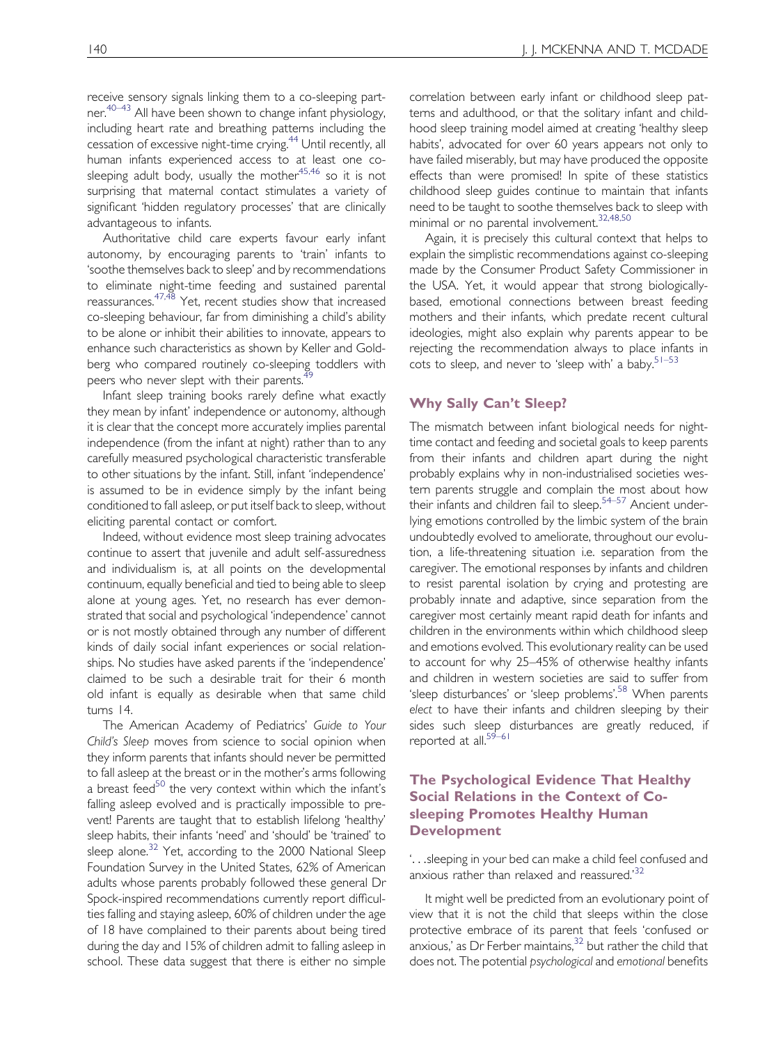receive sensory signals linking them to a co-sleeping partner.[40–43] All have been shown to change infant physiology, including heart rate and breathing patterns including the cessation of excessive night-time crying.[44] Until recently, all human infants experienced access to at least one co-sleeping adult body, usually the mother[45,46] so it is not surprising that maternal contact stimulates a variety of significant 'hidden regulatory processes' that are clinically advantageous to infants.

Authoritative child care experts favour early infant autonomy, by encouraging parents to 'train' infants to 'soothe themselves back to sleep' and by recommendations to eliminate night-time feeding and sustained parental reassurances.[47,48] Yet, recent studies show that increased co-sleeping behaviour, far from diminishing a child's ability to be alone or inhibit their abilities to innovate, appears to enhance such characteristics as shown by Keller and Goldberg who compared routinely co-sleeping toddlers with peers who never slept with their parents.[49]

Infant sleep training books rarely define what exactly they mean by infant' independence or autonomy, although it is clear that the concept more accurately implies parental independence (from the infant at night) rather than to any carefully measured psychological characteristic transferable to other situations by the infant. Still, infant 'independence' is assumed to be in evidence simply by the infant being conditioned to fall asleep, or put itself back to sleep, without eliciting parental contact or comfort.

Indeed, without evidence most sleep training advocates continue to assert that juvenile and adult self-assuredness and individualism is, at all points on the developmental continuum, equally beneficial and tied to being able to sleep alone at young ages. Yet, no research has ever demonstrated that social and psychological 'independence' cannot or is not mostly obtained through any number of different kinds of daily social infant experiences or social relationships. No studies have asked parents if the 'independence' claimed to be such a desirable trait for their 6 month old infant is equally as desirable when that same child turns 14.

The American Academy of Pediatrics' *Guide to Your Child's Sleep* moves from science to social opinion when they inform parents that infants should never be permitted to fall asleep at the breast or in the mother's arms following a breast feed[50] the very context within which the infant's falling asleep evolved and is practically impossible to prevent! Parents are taught that to establish lifelong 'healthy' sleep habits, their infants 'need' and 'should' be 'trained' to sleep alone.[32] Yet, according to the 2000 National Sleep Foundation Survey in the United States, 62% of American adults whose parents probably followed these general Dr Spock-inspired recommendations currently report difficulties falling and staying asleep, 60% of children under the age of 18 have complained to their parents about being tired during the day and 15% of children admit to falling asleep in school. These data suggest that there is either no simple correlation between early infant or childhood sleep patterns and adulthood, or that the solitary infant and childhood sleep training model aimed at creating 'healthy sleep habits', advocated for over 60 years appears not only to have failed miserably, but may have produced the opposite effects than were promised! In spite of these statistics childhood sleep guides continue to maintain that infants need to be taught to soothe themselves back to sleep with minimal or no parental involvement.[32,48,50]

Again, it is precisely this cultural context that helps to explain the simplistic recommendations against co-sleeping made by the Consumer Product Safety Commissioner in the USA. Yet, it would appear that strong biologically-based, emotional connections between breast feeding mothers and their infants, which predate recent cultural ideologies, might also explain why parents appear to be rejecting the recommendation always to place infants in cots to sleep, and never to 'sleep with' a baby.[51–53]

## Why Sally Can't Sleep?

The mismatch between infant biological needs for night-time contact and feeding and societal goals to keep parents from their infants and children apart during the night probably explains why in non-industrialised societies western parents struggle and complain the most about how their infants and children fail to sleep.[54–57] Ancient underlying emotions controlled by the limbic system of the brain undoubtedly evolved to ameliorate, throughout our evolution, a life-threatening situation i.e. separation from the caregiver. The emotional responses by infants and children to resist parental isolation by crying and protesting are probably innate and adaptive, since separation from the caregiver most certainly meant rapid death for infants and children in the environments within which childhood sleep and emotions evolved. This evolutionary reality can be used to account for why 25–45% of otherwise healthy infants and children in western societies are said to suffer from 'sleep disturbances' or 'sleep problems'.[58] When parents *elect* to have their infants and children sleeping by their sides such sleep disturbances are greatly reduced, if reported at all.[59–61]

## The Psychological Evidence That Healthy Social Relations in the Context of Co-sleeping Promotes Healthy Human Development

'. . .sleeping in your bed can make a child feel confused and anxious rather than relaxed and reassured.'[32]

It might well be predicted from an evolutionary point of view that it is not the child that sleeps within the close protective embrace of its parent that feels 'confused or anxious,' as Dr Ferber maintains,[32] but rather the child that does not. The potential *psychological* and *emotional* benefits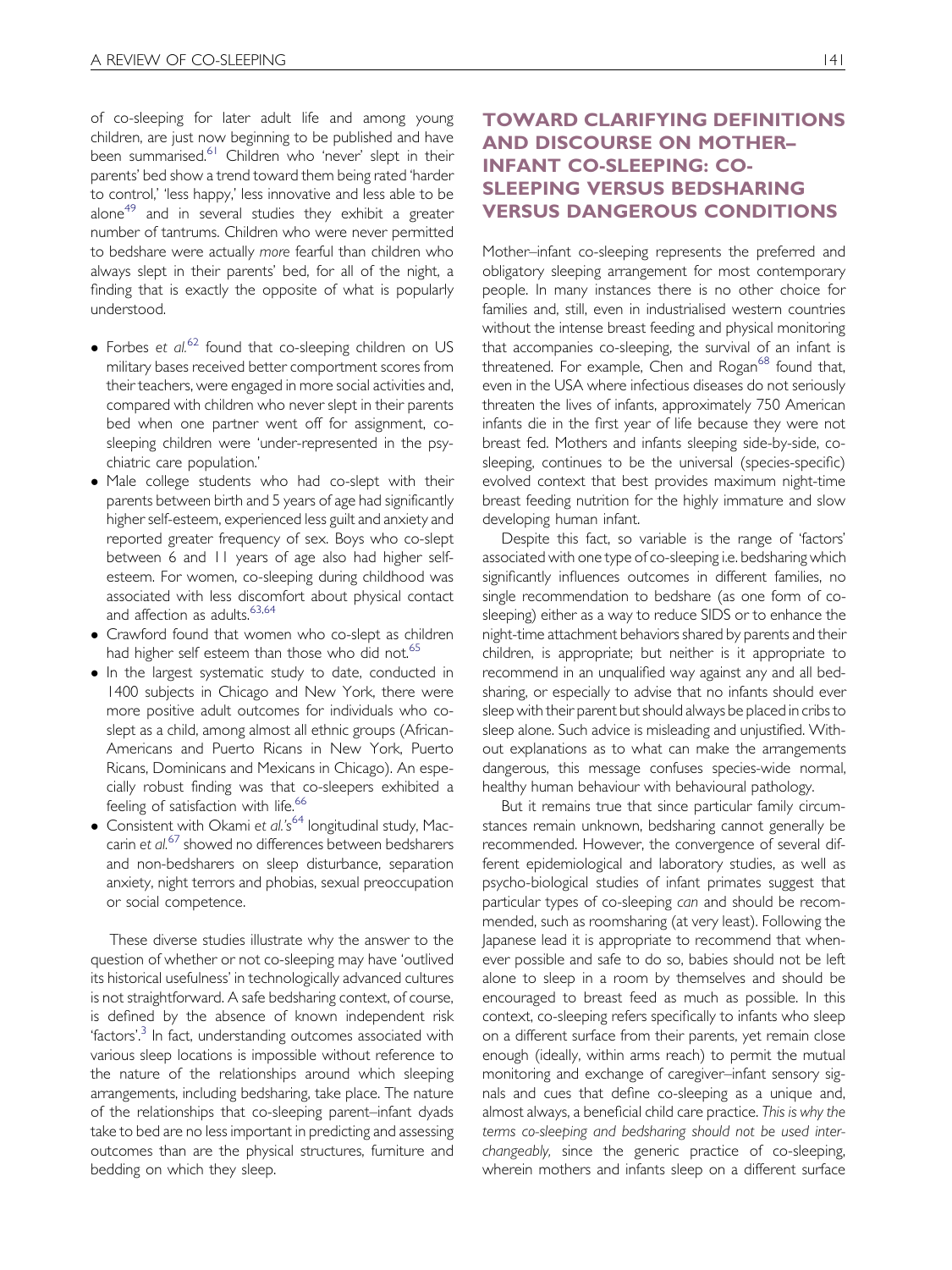of co-sleeping for later adult life and among young children, are just now beginning to be published and have been summarised.[61] Children who 'never' slept in their parents' bed show a trend toward them being rated 'harder to control,' 'less happy,' less innovative and less able to be alone[49] and in several studies they exhibit a greater number of tantrums. Children who were never permitted to bedshare were actually *more* fearful than children who always slept in their parents' bed, for all of the night, a finding that is exactly the opposite of what is popularly understood.

- Forbes *et al.*[62] found that co-sleeping children on US military bases received better comportment scores from their teachers, were engaged in more social activities and, compared with children who never slept in their parents bed when one partner went off for assignment, co-sleeping children were 'under-represented in the psychiatric care population.'
- Male college students who had co-slept with their parents between birth and 5 years of age had significantly higher self-esteem, experienced less guilt and anxiety and reported greater frequency of sex. Boys who co-slept between 6 and 11 years of age also had higher self-esteem. For women, co-sleeping during childhood was associated with less discomfort about physical contact and affection as adults.[63,64]
- Crawford found that women who co-slept as children had higher self esteem than those who did not.[65]
- In the largest systematic study to date, conducted in 1400 subjects in Chicago and New York, there were more positive adult outcomes for individuals who co-slept as a child, among almost all ethnic groups (African-Americans and Puerto Ricans in New York, Puerto Ricans, Dominicans and Mexicans in Chicago). An especially robust finding was that co-sleepers exhibited a feeling of satisfaction with life.[66]
- Consistent with Okami *et al.*'s[64] longitudinal study, Maccarin *et al.*[67] showed no differences between bedsharers and non-bedsharers on sleep disturbance, separation anxiety, night terrors and phobias, sexual preoccupation or social competence.

These diverse studies illustrate why the answer to the question of whether or not co-sleeping may have 'outlived its historical usefulness' in technologically advanced cultures is not straightforward. A safe bedsharing context, of course, is defined by the absence of known independent risk 'factors'.[3] In fact, understanding outcomes associated with various sleep locations is impossible without reference to the nature of the relationships around which sleeping arrangements, including bedsharing, take place. The nature of the relationships that co-sleeping parent–infant dyads take to bed are no less important in predicting and assessing outcomes than are the physical structures, furniture and bedding on which they sleep.

## TOWARD CLARIFYING DEFINITIONS AND DISCOURSE ON MOTHER–INFANT CO-SLEEPING: CO-SLEEPING VERSUS BEDSHARING VERSUS DANGEROUS CONDITIONS

Mother–infant co-sleeping represents the preferred and obligatory sleeping arrangement for most contemporary people. In many instances there is no other choice for families and, still, even in industrialised western countries without the intense breast feeding and physical monitoring that accompanies co-sleeping, the survival of an infant is threatened. For example, Chen and Rogan[68] found that, even in the USA where infectious diseases do not seriously threaten the lives of infants, approximately 750 American infants die in the first year of life because they were not breast fed. Mothers and infants sleeping side-by-side, co-sleeping, continues to be the universal (species-specific) evolved context that best provides maximum night-time breast feeding nutrition for the highly immature and slow developing human infant.

Despite this fact, so variable is the range of 'factors' associated with one type of co-sleeping i.e. bedsharing which significantly influences outcomes in different families, no single recommendation to bedshare (as one form of co-sleeping) either as a way to reduce SIDS or to enhance the night-time attachment behaviors shared by parents and their children, is appropriate; but neither is it appropriate to recommend in an unqualified way against any and all bedsharing, or especially to advise that no infants should ever sleep with their parent but should always be placed in cribs to sleep alone. Such advice is misleading and unjustified. Without explanations as to what can make the arrangements dangerous, this message confuses species-wide normal, healthy human behaviour with behavioural pathology.

But it remains true that since particular family circumstances remain unknown, bedsharing cannot generally be recommended. However, the convergence of several different epidemiological and laboratory studies, as well as psycho-biological studies of infant primates suggest that particular types of co-sleeping *can* and should be recommended, such as roomsharing (at very least). Following the Japanese lead it is appropriate to recommend that whenever possible and safe to do so, babies should not be left alone to sleep in a room by themselves and should be encouraged to breast feed as much as possible. In this context, co-sleeping refers specifically to infants who sleep on a different surface from their parents, yet remain close enough (ideally, within arms reach) to permit the mutual monitoring and exchange of caregiver–infant sensory signals and cues that define co-sleeping as a unique and, almost always, a beneficial child care practice. *This is why the terms co-sleeping and bedsharing should not be used interchangeably,* since the generic practice of co-sleeping, wherein mothers and infants sleep on a different surface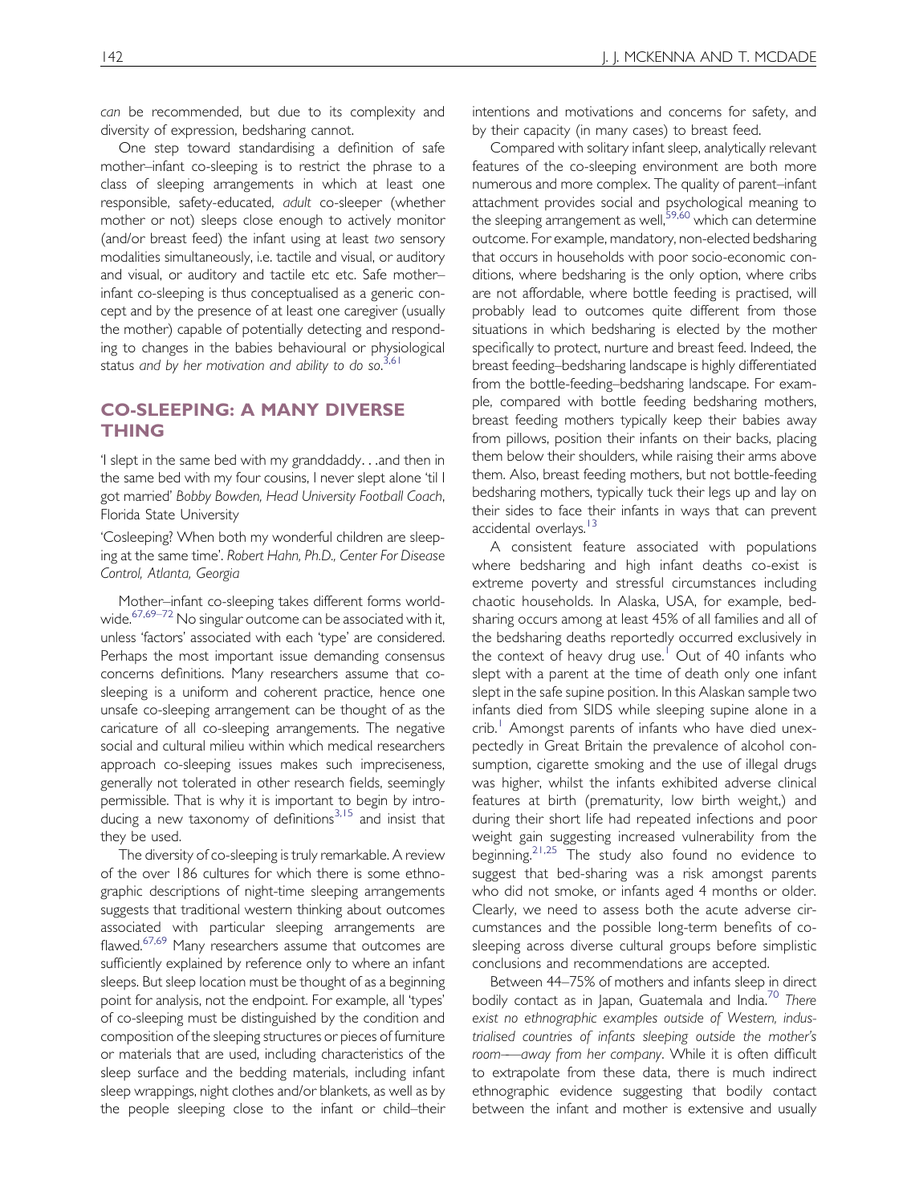*can* be recommended, but due to its complexity and diversity of expression, bedsharing cannot.

One step toward standardising a definition of safe mother–infant co-sleeping is to restrict the phrase to a class of sleeping arrangements in which at least one responsible, safety-educated, *adult* co-sleeper (whether mother or not) sleeps close enough to actively monitor (and/or breast feed) the infant using at least *two* sensory modalities simultaneously, i.e. tactile and visual, or auditory and visual, or auditory and tactile etc etc. Safe mother–infant co-sleeping is thus conceptualised as a generic concept and by the presence of at least one caregiver (usually the mother) capable of potentially detecting and responding to changes in the babies behavioural or physiological status *and by her motivation and ability to do so*.[3,61]

## CO-SLEEPING: A MANY DIVERSE THING

'I slept in the same bed with my granddaddy. . .and then in the same bed with my four cousins, I never slept alone 'til I got married' *Bobby Bowden, Head University Football Coach*, Florida State University

'Cosleeping? When both my wonderful children are sleeping at the same time'. *Robert Hahn, Ph.D., Center For Disease Control, Atlanta, Georgia*

Mother–infant co-sleeping takes different forms worldwide.[67,69–72] No singular outcome can be associated with it, unless 'factors' associated with each 'type' are considered. Perhaps the most important issue demanding consensus concerns definitions. Many researchers assume that co-sleeping is a uniform and coherent practice, hence one unsafe co-sleeping arrangement can be thought of as the caricature of all co-sleeping arrangements. The negative social and cultural milieu within which medical researchers approach co-sleeping issues makes such impreciseness, generally not tolerated in other research fields, seemingly permissible. That is why it is important to begin by introducing a new taxonomy of definitions[3,15] and insist that they be used.

The diversity of co-sleeping is truly remarkable. A review of the over 186 cultures for which there is some ethnographic descriptions of night-time sleeping arrangements suggests that traditional western thinking about outcomes associated with particular sleeping arrangements are flawed.[67,69] Many researchers assume that outcomes are sufficiently explained by reference only to where an infant sleeps. But sleep location must be thought of as a beginning point for analysis, not the endpoint. For example, all 'types' of co-sleeping must be distinguished by the condition and composition of the sleeping structures or pieces of furniture or materials that are used, including characteristics of the sleep surface and the bedding materials, including infant sleep wrappings, night clothes and/or blankets, as well as by the people sleeping close to the infant or child–their intentions and motivations and concerns for safety, and by their capacity (in many cases) to breast feed.

Compared with solitary infant sleep, analytically relevant features of the co-sleeping environment are both more numerous and more complex. The quality of parent–infant attachment provides social and psychological meaning to the sleeping arrangement as well,[59,60] which can determine outcome. For example, mandatory, non-elected bedsharing that occurs in households with poor socio-economic conditions, where bedsharing is the only option, where cribs are not affordable, where bottle feeding is practised, will probably lead to outcomes quite different from those situations in which bedsharing is elected by the mother specifically to protect, nurture and breast feed. Indeed, the breast feeding–bedsharing landscape is highly differentiated from the bottle-feeding–bedsharing landscape. For example, compared with bottle feeding bedsharing mothers, breast feeding mothers typically keep their babies away from pillows, position their infants on their backs, placing them below their shoulders, while raising their arms above them. Also, breast feeding mothers, but not bottle-feeding bedsharing mothers, typically tuck their legs up and lay on their sides to face their infants in ways that can prevent accidental overlays.[13]

A consistent feature associated with populations where bedsharing and high infant deaths co-exist is extreme poverty and stressful circumstances including chaotic households. In Alaska, USA, for example, bedsharing occurs among at least 45% of all families and all of the bedsharing deaths reportedly occurred exclusively in the context of heavy drug use.[1] Out of 40 infants who slept with a parent at the time of death only one infant slept in the safe supine position. In this Alaskan sample two infants died from SIDS while sleeping supine alone in a crib.[1] Amongst parents of infants who have died unexpectedly in Great Britain the prevalence of alcohol consumption, cigarette smoking and the use of illegal drugs was higher, whilst the infants exhibited adverse clinical features at birth (prematurity, low birth weight,) and during their short life had repeated infections and poor weight gain suggesting increased vulnerability from the beginning.[21,25] The study also found no evidence to suggest that bed-sharing was a risk amongst parents who did not smoke, or infants aged 4 months or older. Clearly, we need to assess both the acute adverse circumstances and the possible long-term benefits of co-sleeping across diverse cultural groups before simplistic conclusions and recommendations are accepted.

Between 44–75% of mothers and infants sleep in direct bodily contact as in Japan, Guatemala and India.[70] *There exist no ethnographic examples outside of Western, industrialised countries of infants sleeping outside the mother's room—away from her company*. While it is often difficult to extrapolate from these data, there is much indirect ethnographic evidence suggesting that bodily contact between the infant and mother is extensive and usually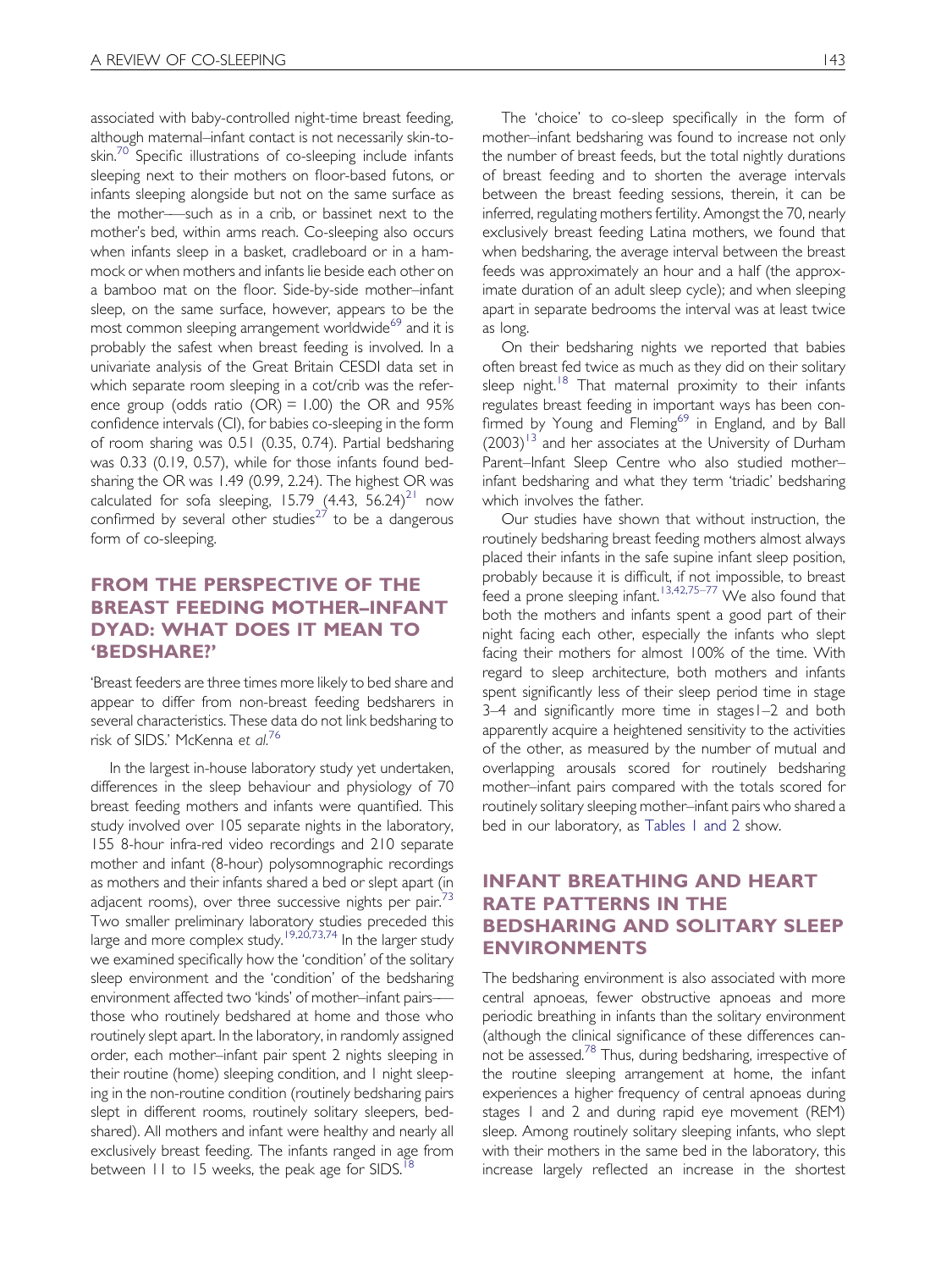associated with baby-controlled night-time breast feeding, although maternal–infant contact is not necessarily skin-to-skin.[70] Specific illustrations of co-sleeping include infants sleeping next to their mothers on floor-based futons, or infants sleeping alongside but not on the same surface as the mother—such as in a crib, or bassinet next to the mother's bed, within arms reach. Co-sleeping also occurs when infants sleep in a basket, cradleboard or in a hammock or when mothers and infants lie beside each other on a bamboo mat on the floor. Side-by-side mother–infant sleep, on the same surface, however, appears to be the most common sleeping arrangement worldwide[69] and it is probably the safest when breast feeding is involved. In a univariate analysis of the Great Britain CESDI data set in which separate room sleeping in a cot/crib was the reference group (odds ratio (OR) = 1.00) the OR and 95% confidence intervals (CI), for babies co-sleeping in the form of room sharing was 0.51 (0.35, 0.74). Partial bedsharing was 0.33 (0.19, 0.57), while for those infants found bedsharing the OR was 1.49 (0.99, 2.24). The highest OR was calculated for sofa sleeping, 15.79 (4.43, 56.24)[21] now confirmed by several other studies[27] to be a dangerous form of co-sleeping.

## FROM THE PERSPECTIVE OF THE BREAST FEEDING MOTHER–INFANT DYAD: WHAT DOES IT MEAN TO 'BEDSHARE?'

'Breast feeders are three times more likely to bed share and appear to differ from non-breast feeding bedsharers in several characteristics. These data do not link bedsharing to risk of SIDS.' McKenna *et al.*[76]

In the largest in-house laboratory study yet undertaken, differences in the sleep behaviour and physiology of 70 breast feeding mothers and infants were quantified. This study involved over 105 separate nights in the laboratory, 155 8-hour infra-red video recordings and 210 separate mother and infant (8-hour) polysomnographic recordings as mothers and their infants shared a bed or slept apart (in adjacent rooms), over three successive nights per pair.[73] Two smaller preliminary laboratory studies preceded this large and more complex study.[19,20,73,74] In the larger study we examined specifically how the 'condition' of the solitary sleep environment and the 'condition' of the bedsharing environment affected two 'kinds' of mother–infant pairs—those who routinely bedshared at home and those who routinely slept apart. In the laboratory, in randomly assigned order, each mother–infant pair spent 2 nights sleeping in their routine (home) sleeping condition, and 1 night sleeping in the non-routine condition (routinely bedsharing pairs slept in different rooms, routinely solitary sleepers, bedshared). All mothers and infant were healthy and nearly all exclusively breast feeding. The infants ranged in age from between 11 to 15 weeks, the peak age for SIDS.[18]

The 'choice' to co-sleep specifically in the form of mother–infant bedsharing was found to increase not only the number of breast feeds, but the total nightly durations of breast feeding and to shorten the average intervals between the breast feeding sessions, therein, it can be inferred, regulating mothers fertility. Amongst the 70, nearly exclusively breast feeding Latina mothers, we found that when bedsharing, the average interval between the breast feeds was approximately an hour and a half (the approximate duration of an adult sleep cycle); and when sleeping apart in separate bedrooms the interval was at least twice as long.

On their bedsharing nights we reported that babies often breast fed twice as much as they did on their solitary sleep night.[18] That maternal proximity to their infants regulates breast feeding in important ways has been confirmed by Young and Fleming[69] in England, and by Ball (2003)[13] and her associates at the University of Durham Parent–Infant Sleep Centre who also studied mother–infant bedsharing and what they term 'triadic' bedsharing which involves the father.

Our studies have shown that without instruction, the routinely bedsharing breast feeding mothers almost always placed their infants in the safe supine infant sleep position, probably because it is difficult, if not impossible, to breast feed a prone sleeping infant.[13,42,75–77] We also found that both the mothers and infants spent a good part of their night facing each other, especially the infants who slept facing their mothers for almost 100% of the time. With regard to sleep architecture, both mothers and infants spent significantly less of their sleep period time in stage 3–4 and significantly more time in stages1–2 and both apparently acquire a heightened sensitivity to the activities of the other, as measured by the number of mutual and overlapping arousals scored for routinely bedsharing mother–infant pairs compared with the totals scored for routinely solitary sleeping mother–infant pairs who shared a bed in our laboratory, as Tables 1 and 2 show.

## INFANT BREATHING AND HEART RATE PATTERNS IN THE BEDSHARING AND SOLITARY SLEEP ENVIRONMENTS

The bedsharing environment is also associated with more central apnoeas, fewer obstructive apnoeas and more periodic breathing in infants than the solitary environment (although the clinical significance of these differences cannot be assessed.[78] Thus, during bedsharing, irrespective of the routine sleeping arrangement at home, the infant experiences a higher frequency of central apnoeas during stages 1 and 2 and during rapid eye movement (REM) sleep. Among routinely solitary sleeping infants, who slept with their mothers in the same bed in the laboratory, this increase largely reflected an increase in the shortest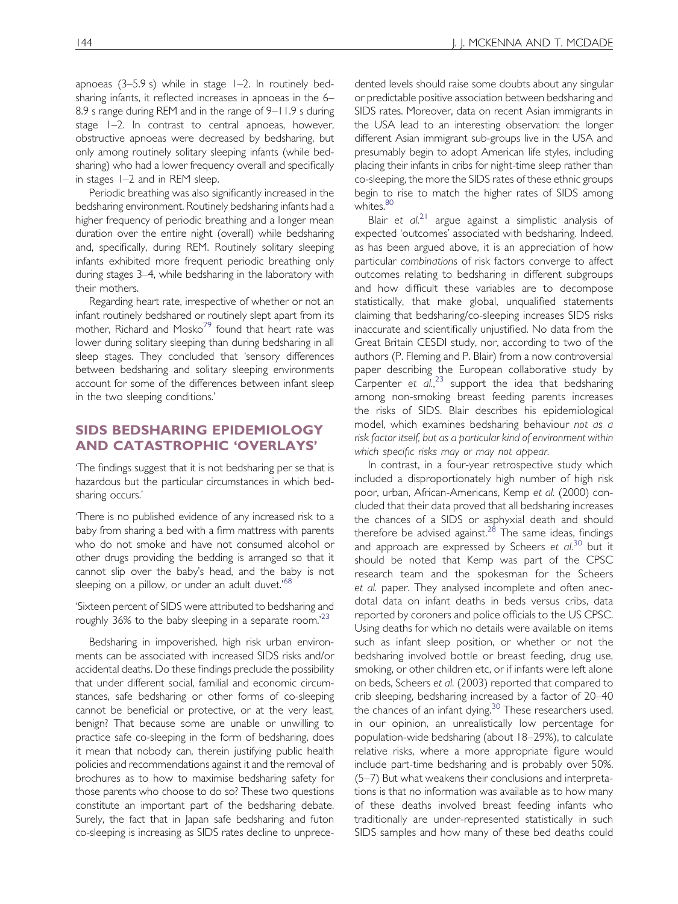apnoeas (3–5.9 s) while in stage 1–2. In routinely bedsharing infants, it reflected increases in apnoeas in the 6–8.9 s range during REM and in the range of 9–11.9 s during stage 1–2. In contrast to central apnoeas, however, obstructive apnoeas were decreased by bedsharing, but only among routinely solitary sleeping infants (while bedsharing) who had a lower frequency overall and specifically in stages 1–2 and in REM sleep.

Periodic breathing was also significantly increased in the bedsharing environment. Routinely bedsharing infants had a higher frequency of periodic breathing and a longer mean duration over the entire night (overall) while bedsharing and, specifically, during REM. Routinely solitary sleeping infants exhibited more frequent periodic breathing only during stages 3–4, while bedsharing in the laboratory with their mothers.

Regarding heart rate, irrespective of whether or not an infant routinely bedshared or routinely slept apart from its mother, Richard and Mosko[79] found that heart rate was lower during solitary sleeping than during bedsharing in all sleep stages. They concluded that 'sensory differences between bedsharing and solitary sleeping environments account for some of the differences between infant sleep in the two sleeping conditions.'

## SIDS BEDSHARING EPIDEMIOLOGY AND CATASTROPHIC 'OVERLAYS'

'The findings suggest that it is not bedsharing per se that is hazardous but the particular circumstances in which bedsharing occurs.'

'There is no published evidence of any increased risk to a baby from sharing a bed with a firm mattress with parents who do not smoke and have not consumed alcohol or other drugs providing the bedding is arranged so that it cannot slip over the baby's head, and the baby is not sleeping on a pillow, or under an adult duvet.'[68]

'Sixteen percent of SIDS were attributed to bedsharing and roughly 36% to the baby sleeping in a separate room.'[23]

Bedsharing in impoverished, high risk urban environments can be associated with increased SIDS risks and/or accidental deaths. Do these findings preclude the possibility that under different social, familial and economic circumstances, safe bedsharing or other forms of co-sleeping cannot be beneficial or protective, or at the very least, benign? That because some are unable or unwilling to practice safe co-sleeping in the form of bedsharing, does it mean that nobody can, therein justifying public health policies and recommendations against it and the removal of brochures as to how to maximise bedsharing safety for those parents who choose to do so? These two questions constitute an important part of the bedsharing debate. Surely, the fact that in Japan safe bedsharing and futon co-sleeping is increasing as SIDS rates decline to unprecedented levels should raise some doubts about any singular or predictable positive association between bedsharing and SIDS rates. Moreover, data on recent Asian immigrants in the USA lead to an interesting observation: the longer different Asian immigrant sub-groups live in the USA and presumably begin to adopt American life styles, including placing their infants in cribs for night-time sleep rather than co-sleeping, the more the SIDS rates of these ethnic groups begin to rise to match the higher rates of SIDS among whites.[80]

Blair *et al.*[21] argue against a simplistic analysis of expected 'outcomes' associated with bedsharing. Indeed, as has been argued above, it is an appreciation of how particular *combinations* of risk factors converge to affect outcomes relating to bedsharing in different subgroups and how difficult these variables are to decompose statistically, that make global, unqualified statements claiming that bedsharing/co-sleeping increases SIDS risks inaccurate and scientifically unjustified. No data from the Great Britain CESDI study, nor, according to two of the authors (P. Fleming and P. Blair) from a now controversial paper describing the European collaborative study by Carpenter *et al.*,[23] support the idea that bedsharing among non-smoking breast feeding parents increases the risks of SIDS. Blair describes his epidemiological model, which examines bedsharing behaviour *not as a risk factor itself, but as a particular kind of environment within which specific risks may or may not appear.*

In contrast, in a four-year retrospective study which included a disproportionately high number of high risk poor, urban, African-Americans, Kemp *et al.* (2000) concluded that their data proved that all bedsharing increases the chances of a SIDS or asphyxial death and should therefore be advised against.[28] The same ideas, findings and approach are expressed by Scheers *et al.*[30] but it should be noted that Kemp was part of the CPSC research team and the spokesman for the Scheers *et al.* paper. They analysed incomplete and often anecdotal data on infant deaths in beds versus cribs, data reported by coroners and police officials to the US CPSC. Using deaths for which no details were available on items such as infant sleep position, or whether or not the bedsharing involved bottle or breast feeding, drug use, smoking, or other children etc, or if infants were left alone on beds, Scheers *et al.* (2003) reported that compared to crib sleeping, bedsharing increased by a factor of 20–40 the chances of an infant dying.[30] These researchers used, in our opinion, an unrealistically low percentage for population-wide bedsharing (about 18–29%), to calculate relative risks, where a more appropriate figure would include part-time bedsharing and is probably over 50%. (5–7) But what weakens their conclusions and interpretations is that no information was available as to how many of these deaths involved breast feeding infants who traditionally are under-represented statistically in such SIDS samples and how many of these bed deaths could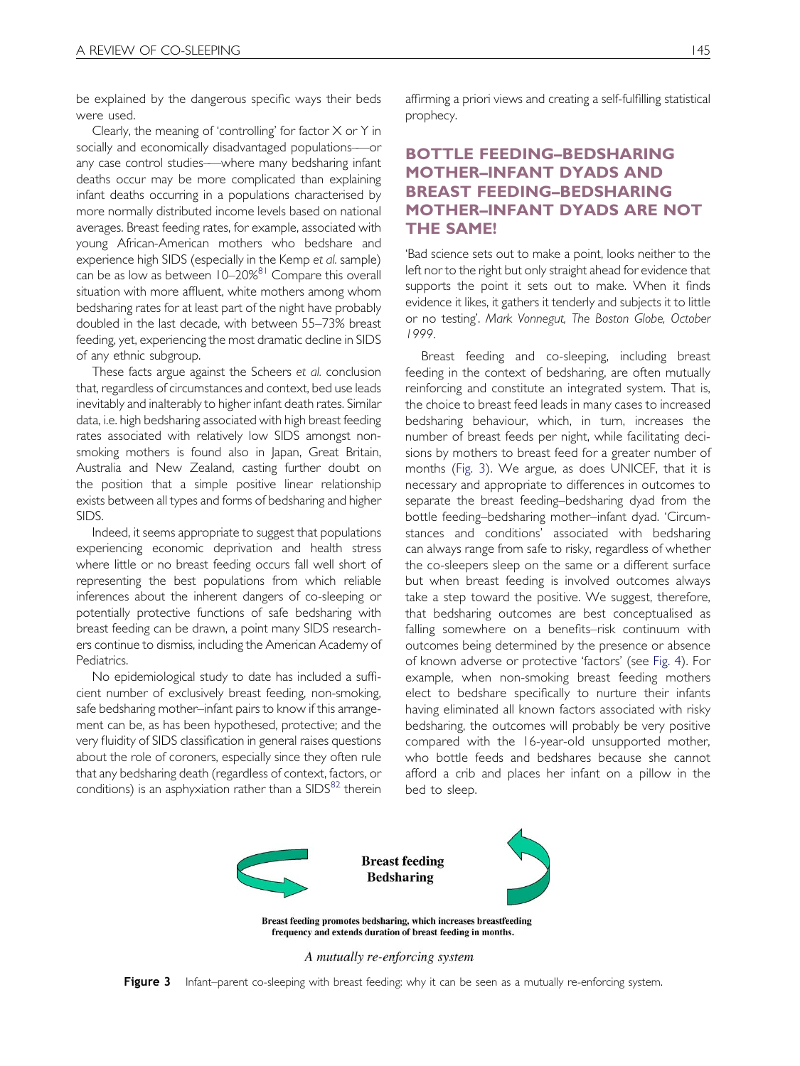be explained by the dangerous specific ways their beds were used.

Clearly, the meaning of 'controlling' for factor X or Y in socially and economically disadvantaged populations—or any case control studies—where many bedsharing infant deaths occur may be more complicated than explaining infant deaths occurring in a populations characterised by more normally distributed income levels based on national averages. Breast feeding rates, for example, associated with young African-American mothers who bedshare and experience high SIDS (especially in the Kemp *et al.* sample) can be as low as between 10–20%[81] Compare this overall situation with more affluent, white mothers among whom bedsharing rates for at least part of the night have probably doubled in the last decade, with between 55–73% breast feeding, yet, experiencing the most dramatic decline in SIDS of any ethnic subgroup.

These facts argue against the Scheers *et al.* conclusion that, regardless of circumstances and context, bed use leads inevitably and inalterably to higher infant death rates. Similar data, i.e. high bedsharing associated with high breast feeding rates associated with relatively low SIDS amongst non-smoking mothers is found also in Japan, Great Britain, Australia and New Zealand, casting further doubt on the position that a simple positive linear relationship exists between all types and forms of bedsharing and higher SIDS.

Indeed, it seems appropriate to suggest that populations experiencing economic deprivation and health stress where little or no breast feeding occurs fall well short of representing the best populations from which reliable inferences about the inherent dangers of co-sleeping or potentially protective functions of safe bedsharing with breast feeding can be drawn, a point many SIDS researchers continue to dismiss, including the American Academy of Pediatrics.

No epidemiological study to date has included a sufficient number of exclusively breast feeding, non-smoking, safe bedsharing mother–infant pairs to know if this arrangement can be, as has been hypothesed, protective; and the very fluidity of SIDS classification in general raises questions about the role of coroners, especially since they often rule that any bedsharing death (regardless of context, factors, or conditions) is an asphyxiation rather than a SIDS[82] therein affirming a priori views and creating a self-fulfilling statistical prophecy.

## BOTTLE FEEDING–BEDSHARING MOTHER–INFANT DYADS AND BREAST FEEDING–BEDSHARING MOTHER–INFANT DYADS ARE NOT THE SAME!

'Bad science sets out to make a point, looks neither to the left nor to the right but only straight ahead for evidence that supports the point it sets out to make. When it finds evidence it likes, it gathers it tenderly and subjects it to little or no testing'. *Mark Vonnegut, The Boston Globe, October 1999.*

Breast feeding and co-sleeping, including breast feeding in the context of bedsharing, are often mutually reinforcing and constitute an integrated system. That is, the choice to breast feed leads in many cases to increased bedsharing behaviour, which, in turn, increases the number of breast feeds per night, while facilitating decisions by mothers to breast feed for a greater number of months (Fig. 3). We argue, as does UNICEF, that it is necessary and appropriate to differences in outcomes to separate the breast feeding–bedsharing dyad from the bottle feeding–bedsharing mother–infant dyad. 'Circumstances and conditions' associated with bedsharing can always range from safe to risky, regardless of whether the co-sleepers sleep on the same or a different surface but when breast feeding is involved outcomes always take a step toward the positive. We suggest, therefore, that bedsharing outcomes are best conceptualised as falling somewhere on a benefits–risk continuum with outcomes being determined by the presence or absence of known adverse or protective 'factors' (see Fig. 4). For example, when non-smoking breast feeding mothers elect to bedshare specifically to nurture their infants having eliminated all known factors associated with risky bedsharing, the outcomes will probably be very positive compared with the 16-year-old unsupported mother, who bottle feeds and bedshares because she cannot afford a crib and places her infant on a pillow in the bed to sleep.

**Breast feeding**
**Bedsharing**

**Breast feeding promotes bedsharing, which increases breastfeeding frequency and extends duration of breast feeding in months.**

*A mutually re-enforcing system*

**Figure 3** Infant–parent co-sleeping with breast feeding: why it can be seen as a mutually re-enforcing system.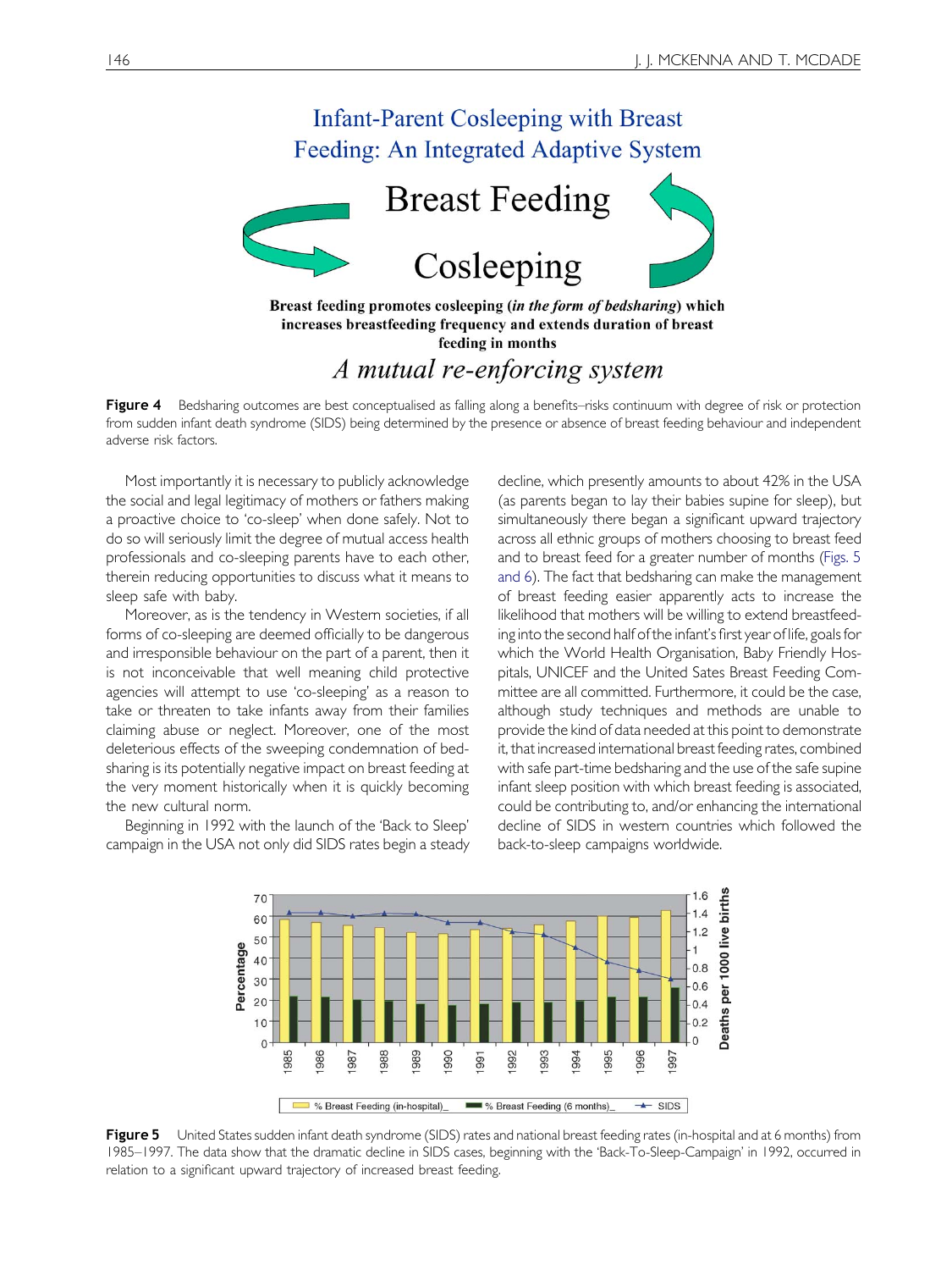Infant-Parent Cosleeping with Breast Feeding: An Integrated Adaptive System

Breast Feeding

Cosleeping

**Breast feeding promotes cosleeping (*in the form of bedsharing*) which increases breastfeeding frequency and extends duration of breast feeding in months**

*A mutual re-enforcing system*

**Figure 4** Bedsharing outcomes are best conceptualised as falling along a benefits–risks continuum with degree of risk or protection from sudden infant death syndrome (SIDS) being determined by the presence or absence of breast feeding behaviour and independent adverse risk factors.

Most importantly it is necessary to publicly acknowledge the social and legal legitimacy of mothers or fathers making a proactive choice to 'co-sleep' when done safely. Not to do so will seriously limit the degree of mutual access health professionals and co-sleeping parents have to each other, therein reducing opportunities to discuss what it means to sleep safe with baby.

Moreover, as is the tendency in Western societies, if all forms of co-sleeping are deemed officially to be dangerous and irresponsible behaviour on the part of a parent, then it is not inconceivable that well meaning child protective agencies will attempt to use 'co-sleeping' as a reason to take or threaten to take infants away from their families claiming abuse or neglect. Moreover, one of the most deleterious effects of the sweeping condemnation of bedsharing is its potentially negative impact on breast feeding at the very moment historically when it is quickly becoming the new cultural norm.

Beginning in 1992 with the launch of the 'Back to Sleep' campaign in the USA not only did SIDS rates begin a steady decline, which presently amounts to about 42% in the USA (as parents began to lay their babies supine for sleep), but simultaneously there began a significant upward trajectory across all ethnic groups of mothers choosing to breast feed and to breast feed for a greater number of months (Figs. 5 and 6). The fact that bedsharing can make the management of breast feeding easier apparently acts to increase the likelihood that mothers will be willing to extend breastfeeding into the second half of the infant's first year of life, goals for which the World Health Organisation, Baby Friendly Hospitals, UNICEF and the United Sates Breast Feeding Committee are all committed. Furthermore, it could be the case, although study techniques and methods are unable to provide the kind of data needed at this point to demonstrate it, that increased international breast feeding rates, combined with safe part-time bedsharing and the use of the safe supine infant sleep position with which breast feeding is associated, could be contributing to, and/or enhancing the international decline of SIDS in western countries which followed the back-to-sleep campaigns worldwide.

**Figure 5** United States sudden infant death syndrome (SIDS) rates and national breast feeding rates (in-hospital and at 6 months) from 1985–1997. The data show that the dramatic decline in SIDS cases, beginning with the 'Back-To-Sleep-Campaign' in 1992, occurred in relation to a significant upward trajectory of increased breast feeding.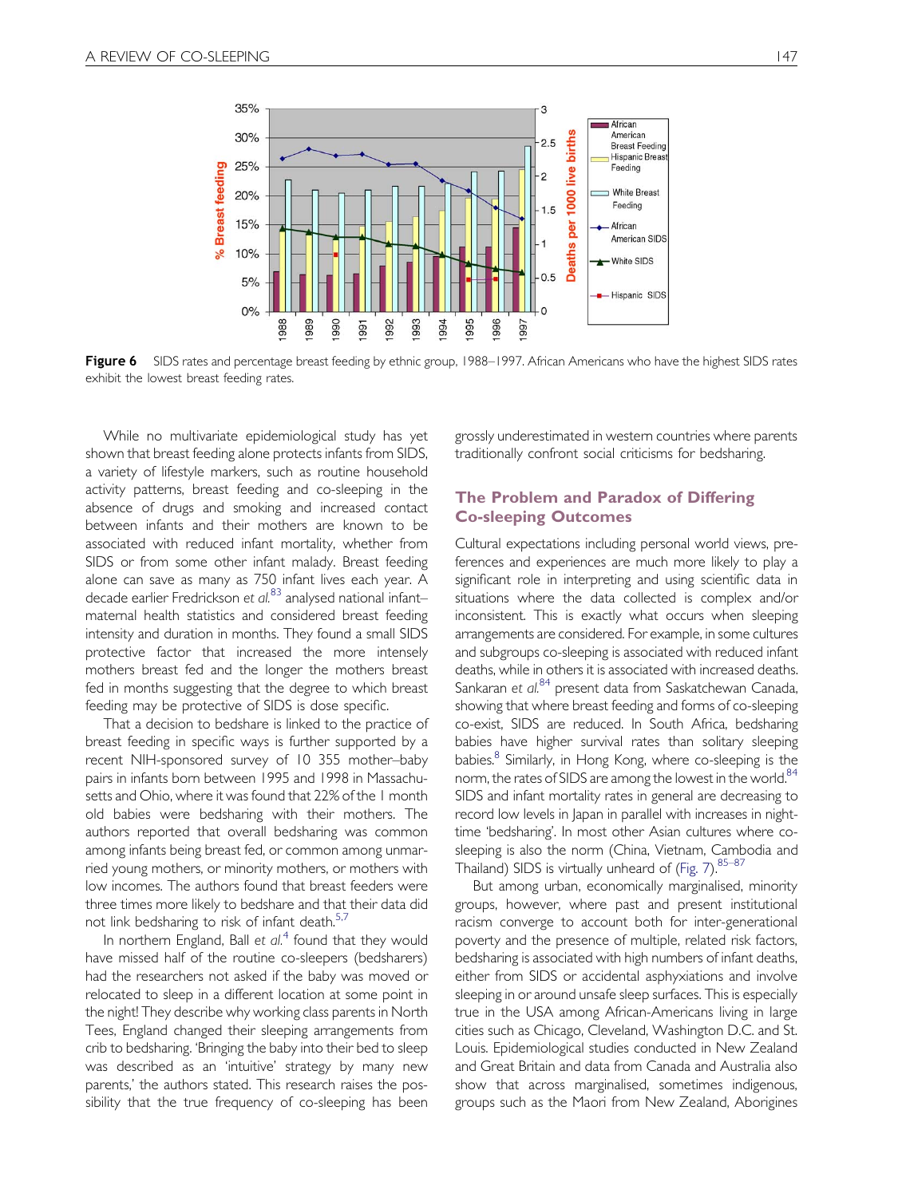**Figure 6** SIDS rates and percentage breast feeding by ethnic group, 1988–1997. African Americans who have the highest SIDS rates exhibit the lowest breast feeding rates.

While no multivariate epidemiological study has yet shown that breast feeding alone protects infants from SIDS, a variety of lifestyle markers, such as routine household activity patterns, breast feeding and co-sleeping in the absence of drugs and smoking and increased contact between infants and their mothers are known to be associated with reduced infant mortality, whether from SIDS or from some other infant malady. Breast feeding alone can save as many as 750 infant lives each year. A decade earlier Fredrickson *et al.*[83] analysed national infant–maternal health statistics and considered breast feeding intensity and duration in months. They found a small SIDS protective factor that increased the more intensely mothers breast fed and the longer the mothers breast fed in months suggesting that the degree to which breast feeding may be protective of SIDS is dose specific.

That a decision to bedshare is linked to the practice of breast feeding in specific ways is further supported by a recent NIH-sponsored survey of 10 355 mother–baby pairs in infants born between 1995 and 1998 in Massachusetts and Ohio, where it was found that 22% of the 1 month old babies were bedsharing with their mothers. The authors reported that overall bedsharing was common among infants being breast fed, or common among unmarried young mothers, or minority mothers, or mothers with low incomes. The authors found that breast feeders were three times more likely to bedshare and that their data did not link bedsharing to risk of infant death.[5,7]

In northern England, Ball *et al.*[4] found that they would have missed half of the routine co-sleepers (bedsharers) had the researchers not asked if the baby was moved or relocated to sleep in a different location at some point in the night! They describe why working class parents in North Tees, England changed their sleeping arrangements from crib to bedsharing. 'Bringing the baby into their bed to sleep was described as an 'intuitive' strategy by many new parents,' the authors stated. This research raises the possibility that the true frequency of co-sleeping has been grossly underestimated in western countries where parents traditionally confront social criticisms for bedsharing.

## The Problem and Paradox of Differing Co-sleeping Outcomes

Cultural expectations including personal world views, preferences and experiences are much more likely to play a significant role in interpreting and using scientific data in situations where the data collected is complex and/or inconsistent. This is exactly what occurs when sleeping arrangements are considered. For example, in some cultures and subgroups co-sleeping is associated with reduced infant deaths, while in others it is associated with increased deaths. Sankaran *et al.*[84] present data from Saskatchewan Canada, showing that where breast feeding and forms of co-sleeping co-exist, SIDS are reduced. In South Africa, bedsharing babies have higher survival rates than solitary sleeping babies.[8] Similarly, in Hong Kong, where co-sleeping is the norm, the rates of SIDS are among the lowest in the world.[84] SIDS and infant mortality rates in general are decreasing to record low levels in Japan in parallel with increases in night-time 'bedsharing'. In most other Asian cultures where co-sleeping is also the norm (China, Vietnam, Cambodia and Thailand) SIDS is virtually unheard of (Fig. 7).[85–87]

But among urban, economically marginalised, minority groups, however, where past and present institutional racism converge to account both for inter-generational poverty and the presence of multiple, related risk factors, bedsharing is associated with high numbers of infant deaths, either from SIDS or accidental asphyxiations and involve sleeping in or around unsafe sleep surfaces. This is especially true in the USA among African-Americans living in large cities such as Chicago, Cleveland, Washington D.C. and St. Louis. Epidemiological studies conducted in New Zealand and Great Britain and data from Canada and Australia also show that across marginalised, sometimes indigenous, groups such as the Maori from New Zealand, Aborigines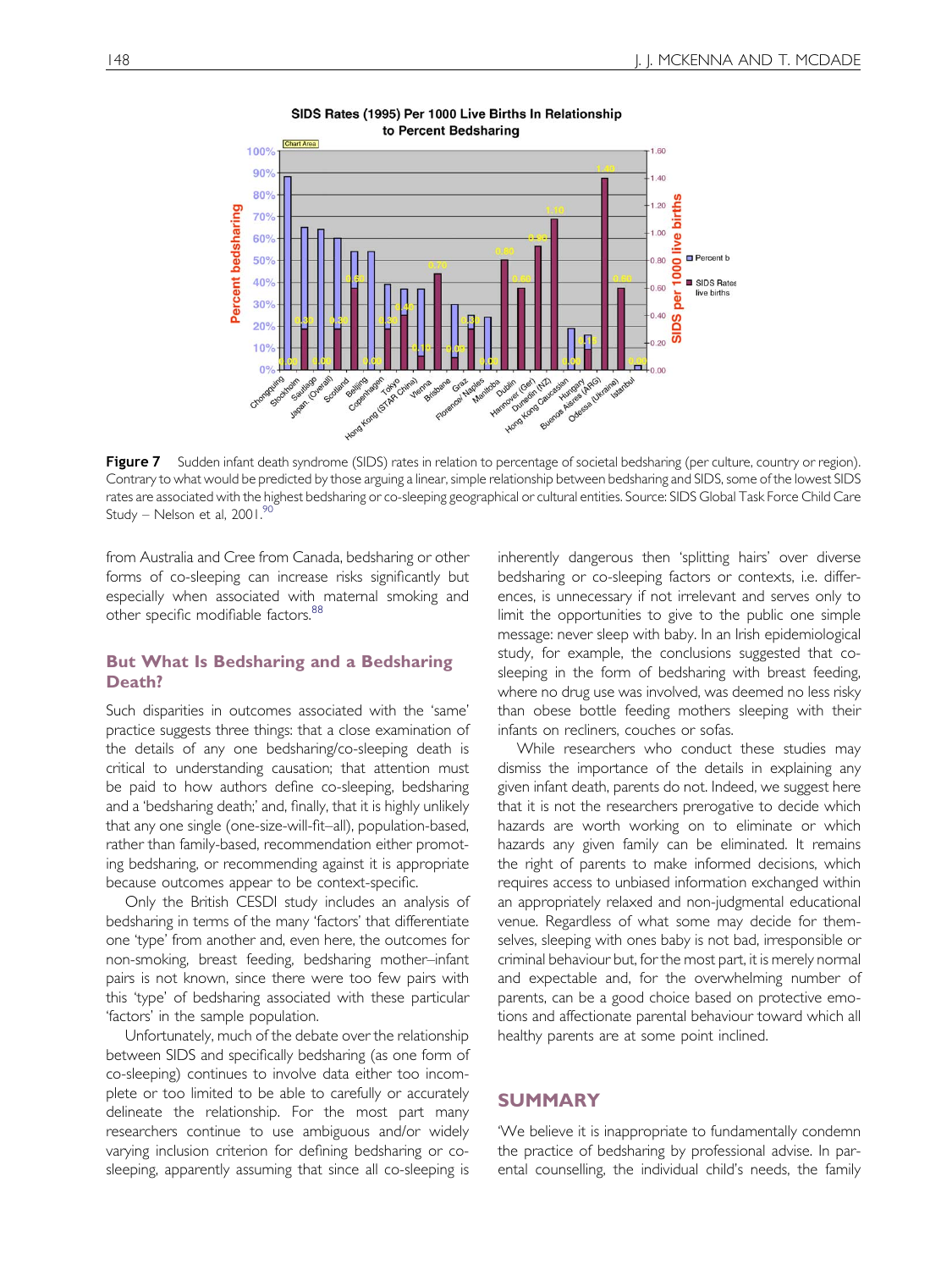**Figure 7** Sudden infant death syndrome (SIDS) rates in relation to percentage of societal bedsharing (per culture, country or region). Contrary to what would be predicted by those arguing a linear, simple relationship between bedsharing and SIDS, some of the lowest SIDS rates are associated with the highest bedsharing or co-sleeping geographical or cultural entities. Source: SIDS Global Task Force Child Care Study – Nelson et al, 2001.[90]

from Australia and Cree from Canada, bedsharing or other forms of co-sleeping can increase risks significantly but especially when associated with maternal smoking and other specific modifiable factors.[88]

## But What Is Bedsharing and a Bedsharing Death?

Such disparities in outcomes associated with the 'same' practice suggests three things: that a close examination of the details of any one bedsharing/co-sleeping death is critical to understanding causation; that attention must be paid to how authors define co-sleeping, bedsharing and a 'bedsharing death;' and, finally, that it is highly unlikely that any one single (one-size-will-fit–all), population-based, rather than family-based, recommendation either promoting bedsharing, or recommending against it is appropriate because outcomes appear to be context-specific.

Only the British CESDI study includes an analysis of bedsharing in terms of the many 'factors' that differentiate one 'type' from another and, even here, the outcomes for non-smoking, breast feeding, bedsharing mother–infant pairs is not known, since there were too few pairs with this 'type' of bedsharing associated with these particular 'factors' in the sample population.

Unfortunately, much of the debate over the relationship between SIDS and specifically bedsharing (as one form of co-sleeping) continues to involve data either too incomplete or too limited to be able to carefully or accurately delineate the relationship. For the most part many researchers continue to use ambiguous and/or widely varying inclusion criterion for defining bedsharing or co-sleeping, apparently assuming that since all co-sleeping is inherently dangerous then 'splitting hairs' over diverse bedsharing or co-sleeping factors or contexts, i.e. differences, is unnecessary if not irrelevant and serves only to limit the opportunities to give to the public one simple message: never sleep with baby. In an Irish epidemiological study, for example, the conclusions suggested that co-sleeping in the form of bedsharing with breast feeding, where no drug use was involved, was deemed no less risky than obese bottle feeding mothers sleeping with their infants on recliners, couches or sofas.

While researchers who conduct these studies may dismiss the importance of the details in explaining any given infant death, parents do not. Indeed, we suggest here that it is not the researchers prerogative to decide which hazards are worth working on to eliminate or which hazards any given family can be eliminated. It remains the right of parents to make informed decisions, which requires access to unbiased information exchanged within an appropriately relaxed and non-judgmental educational venue. Regardless of what some may decide for themselves, sleeping with ones baby is not bad, irresponsible or criminal behaviour but, for the most part, it is merely normal and expectable and, for the overwhelming number of parents, can be a good choice based on protective emotions and affectionate parental behaviour toward which all healthy parents are at some point inclined.

## SUMMARY

'We believe it is inappropriate to fundamentally condemn the practice of bedsharing by professional advise. In parental counselling, the individual child's needs, the family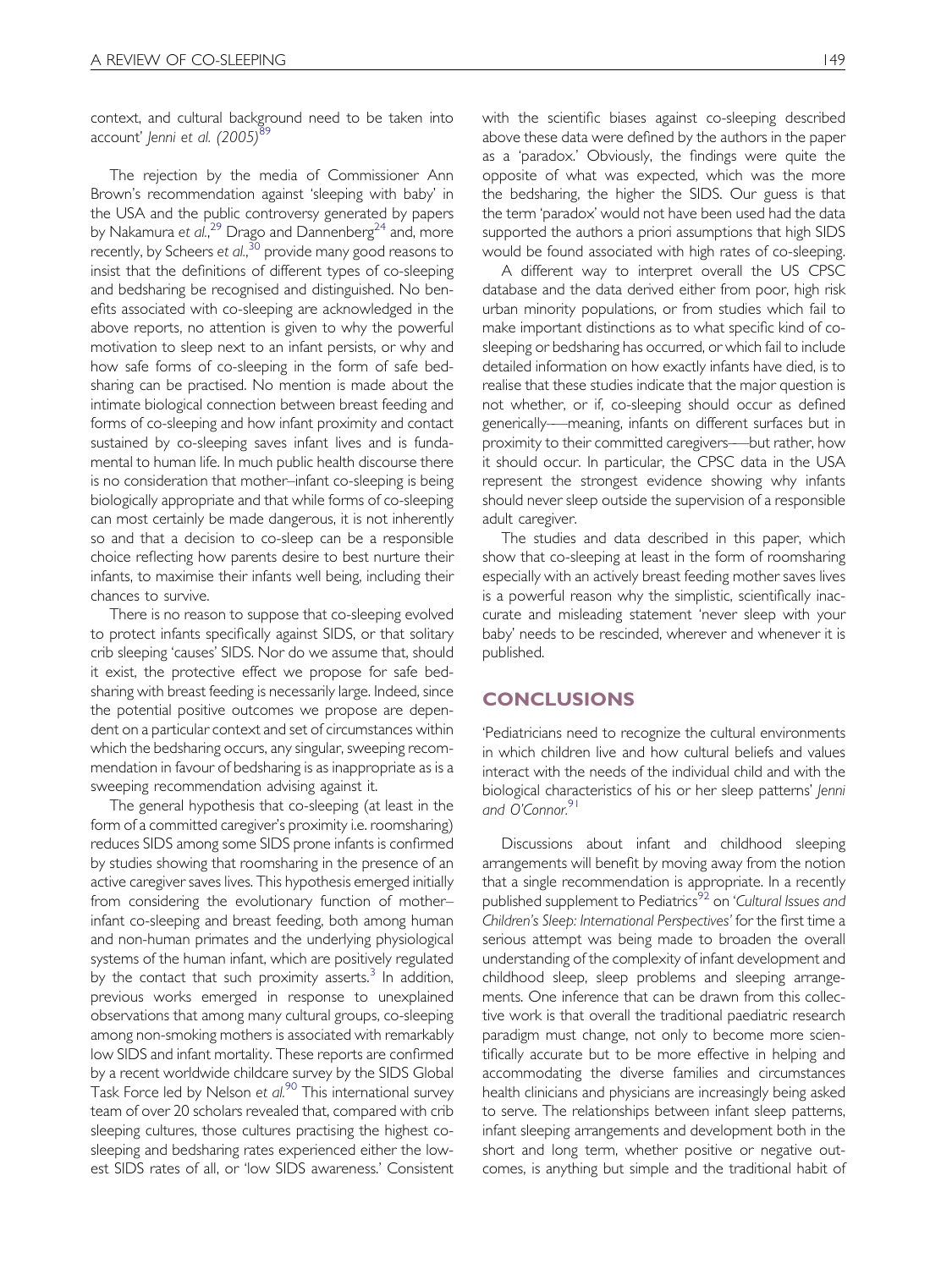context, and cultural background need to be taken into account' *Jenni et al. (2005)*[89]

The rejection by the media of Commissioner Ann Brown's recommendation against 'sleeping with baby' in the USA and the public controversy generated by papers by Nakamura *et al.*,[29] Drago and Dannenberg[24] and, more recently, by Scheers *et al.*,[30] provide many good reasons to insist that the definitions of different types of co-sleeping and bedsharing be recognised and distinguished. No benefits associated with co-sleeping are acknowledged in the above reports, no attention is given to why the powerful motivation to sleep next to an infant persists, or why and how safe forms of co-sleeping in the form of safe bedsharing can be practised. No mention is made about the intimate biological connection between breast feeding and forms of co-sleeping and how infant proximity and contact sustained by co-sleeping saves infant lives and is fundamental to human life. In much public health discourse there is no consideration that mother–infant co-sleeping is being biologically appropriate and that while forms of co-sleeping can most certainly be made dangerous, it is not inherently so and that a decision to co-sleep can be a responsible choice reflecting how parents desire to best nurture their infants, to maximise their infants well being, including their chances to survive.

There is no reason to suppose that co-sleeping evolved to protect infants specifically against SIDS, or that solitary crib sleeping 'causes' SIDS. Nor do we assume that, should it exist, the protective effect we propose for safe bedsharing with breast feeding is necessarily large. Indeed, since the potential positive outcomes we propose are dependent on a particular context and set of circumstances within which the bedsharing occurs, any singular, sweeping recommendation in favour of bedsharing is as inappropriate as is a sweeping recommendation advising against it.

The general hypothesis that co-sleeping (at least in the form of a committed caregiver's proximity i.e. roomsharing) reduces SIDS among some SIDS prone infants is confirmed by studies showing that roomsharing in the presence of an active caregiver saves lives. This hypothesis emerged initially from considering the evolutionary function of mother–infant co-sleeping and breast feeding, both among human and non-human primates and the underlying physiological systems of the human infant, which are positively regulated by the contact that such proximity asserts.[3] In addition, previous works emerged in response to unexplained observations that among many cultural groups, co-sleeping among non-smoking mothers is associated with remarkably low SIDS and infant mortality. These reports are confirmed by a recent worldwide childcare survey by the SIDS Global Task Force led by Nelson *et al.*[90] This international survey team of over 20 scholars revealed that, compared with crib sleeping cultures, those cultures practising the highest co-sleeping and bedsharing rates experienced either the lowest SIDS rates of all, or 'low SIDS awareness.' Consistent with the scientific biases against co-sleeping described above these data were defined by the authors in the paper as a 'paradox.' Obviously, the findings were quite the opposite of what was expected, which was the more the bedsharing, the higher the SIDS. Our guess is that the term 'paradox' would not have been used had the data supported the authors a priori assumptions that high SIDS would be found associated with high rates of co-sleeping.

A different way to interpret overall the US CPSC database and the data derived either from poor, high risk urban minority populations, or from studies which fail to make important distinctions as to what specific kind of co-sleeping or bedsharing has occurred, or which fail to include detailed information on how exactly infants have died, is to realise that these studies indicate that the major question is not whether, or if, co-sleeping should occur as defined generically—meaning, infants on different surfaces but in proximity to their committed caregivers—but rather, how it should occur. In particular, the CPSC data in the USA represent the strongest evidence showing why infants should never sleep outside the supervision of a responsible adult caregiver.

The studies and data described in this paper, which show that co-sleeping at least in the form of roomsharing especially with an actively breast feeding mother saves lives is a powerful reason why the simplistic, scientifically inaccurate and misleading statement 'never sleep with your baby' needs to be rescinded, wherever and whenever it is published.

## CONCLUSIONS

'Pediatricians need to recognize the cultural environments in which children live and how cultural beliefs and values interact with the needs of the individual child and with the biological characteristics of his or her sleep patterns' *Jenni and O'Connor.*[91]

Discussions about infant and childhood sleeping arrangements will benefit by moving away from the notion that a single recommendation is appropriate. In a recently published supplement to Pediatrics[92] on '*Cultural Issues and Children's Sleep: International Perspectives*' for the first time a serious attempt was being made to broaden the overall understanding of the complexity of infant development and childhood sleep, sleep problems and sleeping arrangements. One inference that can be drawn from this collective work is that overall the traditional paediatric research paradigm must change, not only to become more scientifically accurate but to be more effective in helping and accommodating the diverse families and circumstances health clinicians and physicians are increasingly being asked to serve. The relationships between infant sleep patterns, infant sleeping arrangements and development both in the short and long term, whether positive or negative outcomes, is anything but simple and the traditional habit of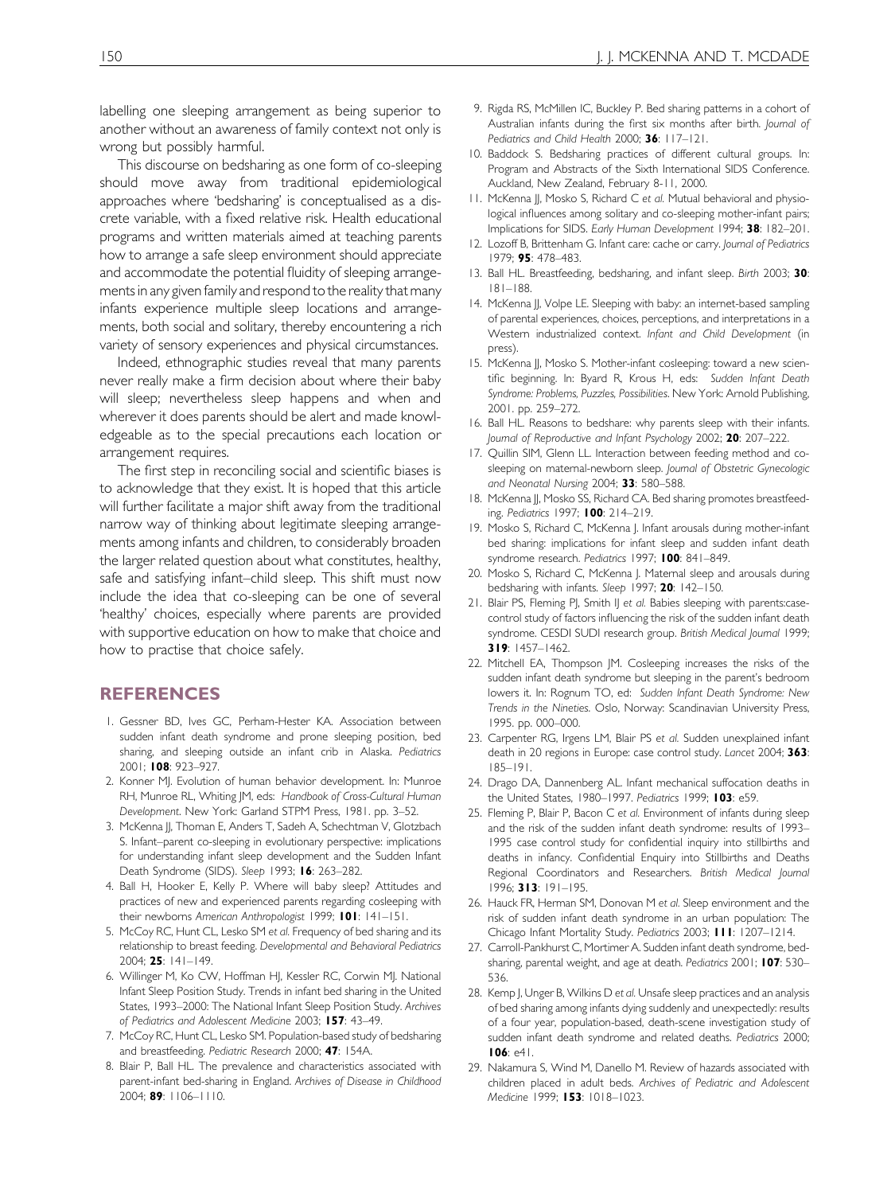labelling one sleeping arrangement as being superior to another without an awareness of family context not only is wrong but possibly harmful.

This discourse on bedsharing as one form of co-sleeping should move away from traditional epidemiological approaches where 'bedsharing' is conceptualised as a discrete variable, with a fixed relative risk. Health educational programs and written materials aimed at teaching parents how to arrange a safe sleep environment should appreciate and accommodate the potential fluidity of sleeping arrangements in any given family and respond to the reality that many infants experience multiple sleep locations and arrangements, both social and solitary, thereby encountering a rich variety of sensory experiences and physical circumstances.

Indeed, ethnographic studies reveal that many parents never really make a firm decision about where their baby will sleep; nevertheless sleep happens and when and wherever it does parents should be alert and made knowledgeable as to the special precautions each location or arrangement requires.

The first step in reconciling social and scientific biases is to acknowledge that they exist. It is hoped that this article will further facilitate a major shift away from the traditional narrow way of thinking about legitimate sleeping arrangements among infants and children, to considerably broaden the larger related question about what constitutes, healthy, safe and satisfying infant–child sleep. This shift must now include the idea that co-sleeping can be one of several 'healthy' choices, especially where parents are provided with supportive education on how to make that choice and how to practise that choice safely.

## REFERENCES

1. Gessner BD, Ives GC, Perham-Hester KA. Association between sudden infant death syndrome and prone sleeping position, bed sharing, and sleeping outside an infant crib in Alaska. *Pediatrics* 2001; **108**: 923–927.
2. Konner MJ. Evolution of human behavior development. In: Munroe RH, Munroe RL, Whiting JM, eds: *Handbook of Cross-Cultural Human Development*. New York: Garland STPM Press, 1981. pp. 3–52.
3. McKenna JJ, Thoman E, Anders T, Sadeh A, Schechtman V, Glotzbach S. Infant–parent co-sleeping in evolutionary perspective: implications for understanding infant sleep development and the Sudden Infant Death Syndrome (SIDS). *Sleep* 1993; **16**: 263–282.
4. Ball H, Hooker E, Kelly P. Where will baby sleep? Attitudes and practices of new and experienced parents regarding cosleeping with their newborns *American Anthropologist* 1999; **101**: 141–151.
5. McCoy RC, Hunt CL, Lesko SM *et al.* Frequency of bed sharing and its relationship to breast feeding. *Developmental and Behavioral Pediatrics* 2004; **25**: 141–149.
6. Willinger M, Ko CW, Hoffman HJ, Kessler RC, Corwin MJ. National Infant Sleep Position Study. Trends in infant bed sharing in the United States, 1993–2000: The National Infant Sleep Position Study. *Archives of Pediatrics and Adolescent Medicine* 2003; **157**: 43–49.
7. McCoy RC, Hunt CL, Lesko SM. Population-based study of bedsharing and breastfeeding. *Pediatric Research* 2000; **47**: 154A.
8. Blair P, Ball HL. The prevalence and characteristics associated with parent-infant bed-sharing in England. *Archives of Disease in Childhood* 2004; **89**: 1106–1110.
9. Rigda RS, McMillen IC, Buckley P. Bed sharing patterns in a cohort of Australian infants during the first six months after birth. *Journal of Pediatrics and Child Health* 2000; **36**: 117–121.
10. Baddock S. Bedsharing practices of different cultural groups. In: Program and Abstracts of the Sixth International SIDS Conference. Auckland, New Zealand, February 8-11, 2000.
11. McKenna JJ, Mosko S, Richard C *et al.* Mutual behavioral and physiological influences among solitary and co-sleeping mother-infant pairs; Implications for SIDS. *Early Human Development* 1994; **38**: 182–201.
12. Lozoff B, Brittenham G. Infant care: cache or carry. *Journal of Pediatrics* 1979; **95**: 478–483.
13. Ball HL. Breastfeeding, bedsharing, and infant sleep. *Birth* 2003; **30**: 181–188.
14. McKenna JJ, Volpe LE. Sleeping with baby: an internet-based sampling of parental experiences, choices, perceptions, and interpretations in a Western industrialized context. *Infant and Child Development* (in press).
15. McKenna JJ, Mosko S. Mother-infant cosleeping: toward a new scientific beginning. In: Byard R, Krous H, eds: *Sudden Infant Death Syndrome: Problems, Puzzles, Possibilities*. New York: Arnold Publishing, 2001. pp. 259–272.
16. Ball HL. Reasons to bedshare: why parents sleep with their infants. *Journal of Reproductive and Infant Psychology* 2002; **20**: 207–222.
17. Quillin SIM, Glenn LL. Interaction between feeding method and co-sleeping on maternal-newborn sleep. *Journal of Obstetric Gynecologic and Neonatal Nursing* 2004; **33**: 580–588.
18. McKenna JJ, Mosko SS, Richard CA. Bed sharing promotes breastfeeding. *Pediatrics* 1997; **100**: 214–219.
19. Mosko S, Richard C, McKenna J. Infant arousals during mother-infant bed sharing: implications for infant sleep and sudden infant death syndrome research. *Pediatrics* 1997; **100**: 841–849.
20. Mosko S, Richard C, McKenna J. Maternal sleep and arousals during bedsharing with infants. *Sleep* 1997; **20**: 142–150.
21. Blair PS, Fleming PJ, Smith IJ *et al.* Babies sleeping with parents:case-control study of factors influencing the risk of the sudden infant death syndrome. CESDI SUDI research group. *British Medical Journal* 1999; **319**: 1457–1462.
22. Mitchell EA, Thompson JM. Cosleeping increases the risks of the sudden infant death syndrome but sleeping in the parent's bedroom lowers it. In: Rognum TO, ed: *Sudden Infant Death Syndrome: New Trends in the Nineties*. Oslo, Norway: Scandinavian University Press, 1995. pp. 000–000.
23. Carpenter RG, Irgens LM, Blair PS *et al.* Sudden unexplained infant death in 20 regions in Europe: case control study. *Lancet* 2004; **363**: 185–191.
24. Drago DA, Dannenberg AL. Infant mechanical suffocation deaths in the United States, 1980–1997. *Pediatrics* 1999; **103**: e59.
25. Fleming P, Blair P, Bacon C *et al.* Environment of infants during sleep and the risk of the sudden infant death syndrome: results of 1993–1995 case control study for confidential inquiry into stillbirths and deaths in infancy. Confidential Enquiry into Stillbirths and Deaths Regional Coordinators and Researchers. *British Medical Journal* 1996; **313**: 191–195.
26. Hauck FR, Herman SM, Donovan M *et al.* Sleep environment and the risk of sudden infant death syndrome in an urban population: The Chicago Infant Mortality Study. *Pediatrics* 2003; **111**: 1207–1214.
27. Carroll-Pankhurst C, Mortimer A. Sudden infant death syndrome, bedsharing, parental weight, and age at death. *Pediatrics* 2001; **107**: 530–536.
28. Kemp J, Unger B, Wilkins D *et al.* Unsafe sleep practices and an analysis of bedsharing among infants dying suddenly and unexpectedly: results of a four year, population-based, death-scene investigation study of sudden infant death syndrome and related deaths. *Pediatrics* 2000; **106**: e41.
29. Nakamura S, Wind M, Danello M. Review of hazards associated with children placed in adult beds. *Archives of Pediatric and Adolescent Medicine* 1999; **153**: 1018–1023.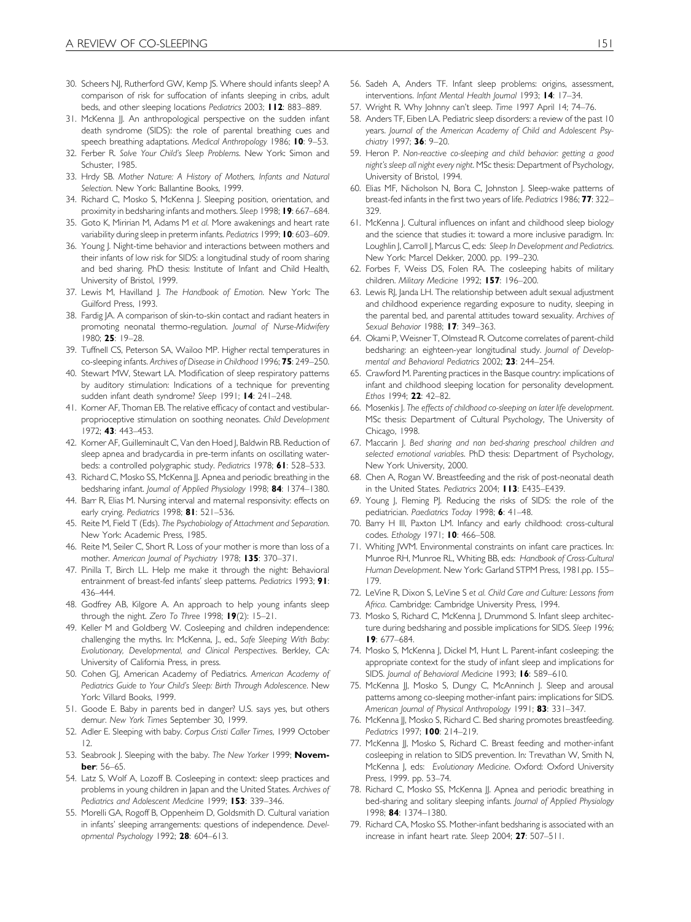30. Scheers NJ, Rutherford GW, Kemp JS. Where should infants sleep? A comparison of risk for suffocation of infants sleeping in cribs, adult beds, and other sleeping locations *Pediatrics* 2003; **112**: 883–889.
31. McKenna JJ. An anthropological perspective on the sudden infant death syndrome (SIDS): the role of parental breathing cues and speech breathing adaptations. *Medical Anthropology* 1986; **10**: 9–53.
32. Ferber R. *Solve Your Child's Sleep Problems*. New York: Simon and Schuster, 1985.
33. Hrdy SB. *Mother Nature: A History of Mothers, Infants and Natural Selection*. New York: Ballantine Books, 1999.
34. Richard C, Mosko S, McKenna J. Sleeping position, orientation, and proximity in bedsharing infants and mothers. *Sleep* 1998; **19**: 667–684.
35. Goto K, Miririan M, Adams M *et al.* More awakenings and heart rate variability during sleep in preterm infants. *Pediatrics* 1999; **10**: 603–609.
36. Young J. Night-time behavior and interactions between mothers and their infants of low risk for SIDS: a longitudinal study of room sharing and bed sharing. PhD thesis: Institute of Infant and Child Health, University of Bristol, 1999.
37. Lewis M, Havilland J. *The Handbook of Emotion*. New York: The Guilford Press, 1993.
38. Fardig JA. A comparison of skin-to-skin contact and radiant heaters in promoting neonatal thermo-regulation. *Journal of Nurse-Midwifery* 1980; **25**: 19–28.
39. Tuffnell CS, Peterson SA, Wailoo MP. Higher rectal temperatures in co-sleeping infants. *Archives of Disease in Childhood* 1996; **75**: 249–250.
40. Stewart MW, Stewart LA. Modification of sleep respiratory patterns by auditory stimulation: Indications of a technique for preventing sudden infant death syndrome? *Sleep* 1991; **14**: 241–248.
41. Korner AF, Thoman EB. The relative efficacy of contact and vestibular-proprioceptive stimulation on soothing neonates. *Child Development* 1972; **43**: 443–453.
42. Korner AF, Guilleminault C, Van den Hoed J, Baldwin RB. Reduction of sleep apnea and bradycardia in pre-term infants on oscillating water-beds: a controlled polygraphic study. *Pediatrics* 1978; **61**: 528–533.
43. Richard C, Mosko SS, McKenna JJ. Apnea and periodic breathing in the bedsharing infant. *Journal of Applied Physiology* 1998; **84**: 1374–1380.
44. Barr R, Elias M. Nursing interval and maternal responsivity: effects on early crying. *Pediatrics* 1998; **81**: 521–536.
45. Reite M, Field T (Eds). *The Psychobiology of Attachment and Separation*. New York: Academic Press, 1985.
46. Reite M, Seiler C, Short R. Loss of your mother is more than loss of a mother. *American Journal of Psychiatry* 1978; **135**: 370–371.
47. Pinilla T, Birch LL. Help me make it through the night: Behavioral entrainment of breast-fed infants' sleep patterns. *Pediatrics* 1993; **91**: 436–444.
48. Godfrey AB, Kilgore A. An approach to help young infants sleep through the night. *Zero To Three* 1998; **19**(2): 15–21.
49. Keller M and Goldberg W. Cosleeping and children independence: challenging the myths. In: McKenna, J., ed., *Safe Sleeping With Baby: Evolutionary, Developmental, and Clinical Perspectives*. Berkley, CA: University of California Press, in press.
50. Cohen GJ, American Academy of Pediatrics. *American Academy of Pediatrics Guide to Your Child's Sleep: Birth Through Adolescence*. New York: Villard Books, 1999.
51. Goode E. Baby in parents bed in danger? U.S. says yes, but others demur. *New York Times* September 30, 1999.
52. Adler E. Sleeping with baby. *Corpus Cristi Caller Times*, 1999 October 12.
53. Seabrook J. Sleeping with the baby. *The New Yorker* 1999; **November**: 56–65.
54. Latz S, Wolf A, Lozoff B. Cosleeping in context: sleep practices and problems in young children in Japan and the United States. *Archives of Pediatrics and Adolescent Medicine* 1999; **153**: 339–346.
55. Morelli GA, Rogoff B, Oppenheim D, Goldsmith D. Cultural variation in infants' sleeping arrangements: questions of independence. *Developmental Psychology* 1992; **28**: 604–613.
56. Sadeh A, Anders TF. Infant sleep problems: origins, assessment, interventions. *Infant Mental Health Journal* 1993; **14**: 17–34.
57. Wright R. Why Johnny can't sleep. *Time* 1997 April 14; 74–76.
58. Anders TF, Eiben LA. Pediatric sleep disorders: a review of the past 10 years. *Journal of the American Academy of Child and Adolescent Psychiatry* 1997; **36**: 9–20.
59. Heron P. *Non-reactive co-sleeping and child behavior: getting a good night's sleep all night every night*. MSc thesis: Department of Psychology, University of Bristol, 1994.
60. Elias MF, Nicholson N, Bora C, Johnston J. Sleep-wake patterns of breast-fed infants in the first two years of life. *Pediatrics* 1986; **77**: 322–329.
61. McKenna J. Cultural influences on infant and childhood sleep biology and the science that studies it: toward a more inclusive paradigm. In: Loughlin J, Carroll J, Marcus C, eds: *Sleep In Development and Pediatrics*. New York: Marcel Dekker, 2000. pp. 199–230.
62. Forbes F, Weiss DS, Folen RA. The cosleeping habits of military children. *Military Medicine* 1992; **157**: 196–200.
63. Lewis RJ, Janda LH. The relationship between adult sexual adjustment and childhood experience regarding exposure to nudity, sleeping in the parental bed, and parental attitudes toward sexuality. *Archives of Sexual Behavior* 1988; **17**: 349–363.
64. Okami P, Weisner T, Olmstead R. Outcome correlates of parent-child bedsharing: an eighteen-year longitudinal study. *Journal of Developmental and Behavioral Pediatrics* 2002; **23**: 244–254.
65. Crawford M. Parenting practices in the Basque country: implications of infant and childhood sleeping location for personality development. *Ethos* 1994; **22**: 42–82.
66. Mosenkis J. *The effects of childhood co-sleeping on later life development*. MSc thesis: Department of Cultural Psychology, The University of Chicago, 1998.
67. Maccarin J. *Bed sharing and non bed-sharing preschool children and selected emotional variables*. PhD thesis: Department of Psychology, New York University, 2000.
68. Chen A, Rogan W. Breastfeeding and the risk of post-neonatal death in the United States. *Pediatrics* 2004; **113**: E435–E439.
69. Young J, Fleming PJ. Reducing the risks of SIDS: the role of the pediatrician. *Paediatrics Today* 1998; **6**: 41–48.
70. Barry H III, Paxton LM. Infancy and early childhood: cross-cultural codes. *Ethology* 1971; **10**: 466–508.
71. Whiting JWM. Environmental constraints on infant care practices. In: Munroe RH, Munroe RL, Whiting BB, eds: *Handbook of Cross-Cultural Human Development*. New York: Garland STPM Press, 1981.pp. 155–179.
72. LeVine R, Dixon S, LeVine S *et al. Child Care and Culture: Lessons from Africa*. Cambridge: Cambridge University Press, 1994.
73. Mosko S, Richard C, McKenna J, Drummond S. Infant sleep architecture during bedsharing and possible implications for SIDS. *Sleep* 1996; **19**: 677–684.
74. Mosko S, McKenna J, Dickel M, Hunt L. Parent-infant cosleeping: the appropriate context for the study of infant sleep and implications for SIDS. *Journal of Behavioral Medicine* 1993; **16**: 589–610.
75. McKenna JJ, Mosko S, Dungy C, McAnninch J. Sleep and arousal patterns among co-sleeping mother-infant pairs: implications for SIDS. *American Journal of Physical Anthropology* 1991; **83**: 331–347.
76. McKenna JJ, Mosko S, Richard C. Bed sharing promotes breastfeeding. *Pediatrics* 1997; **100**: 214–219.
77. McKenna JJ, Mosko S, Richard C. Breast feeding and mother-infant cosleeping in relation to SIDS prevention. In: Trevathan W, Smith N, McKenna J, eds: *Evolutionary Medicine*. Oxford: Oxford University Press, 1999. pp. 53–74.
78. Richard C, Mosko SS, McKenna JJ. Apnea and periodic breathing in bed-sharing and solitary sleeping infants. *Journal of Applied Physiology* 1998; **84**: 1374–1380.
79. Richard CA, Mosko SS. Mother-infant bedsharing is associated with an increase in infant heart rate. *Sleep* 2004; **27**: 507–511.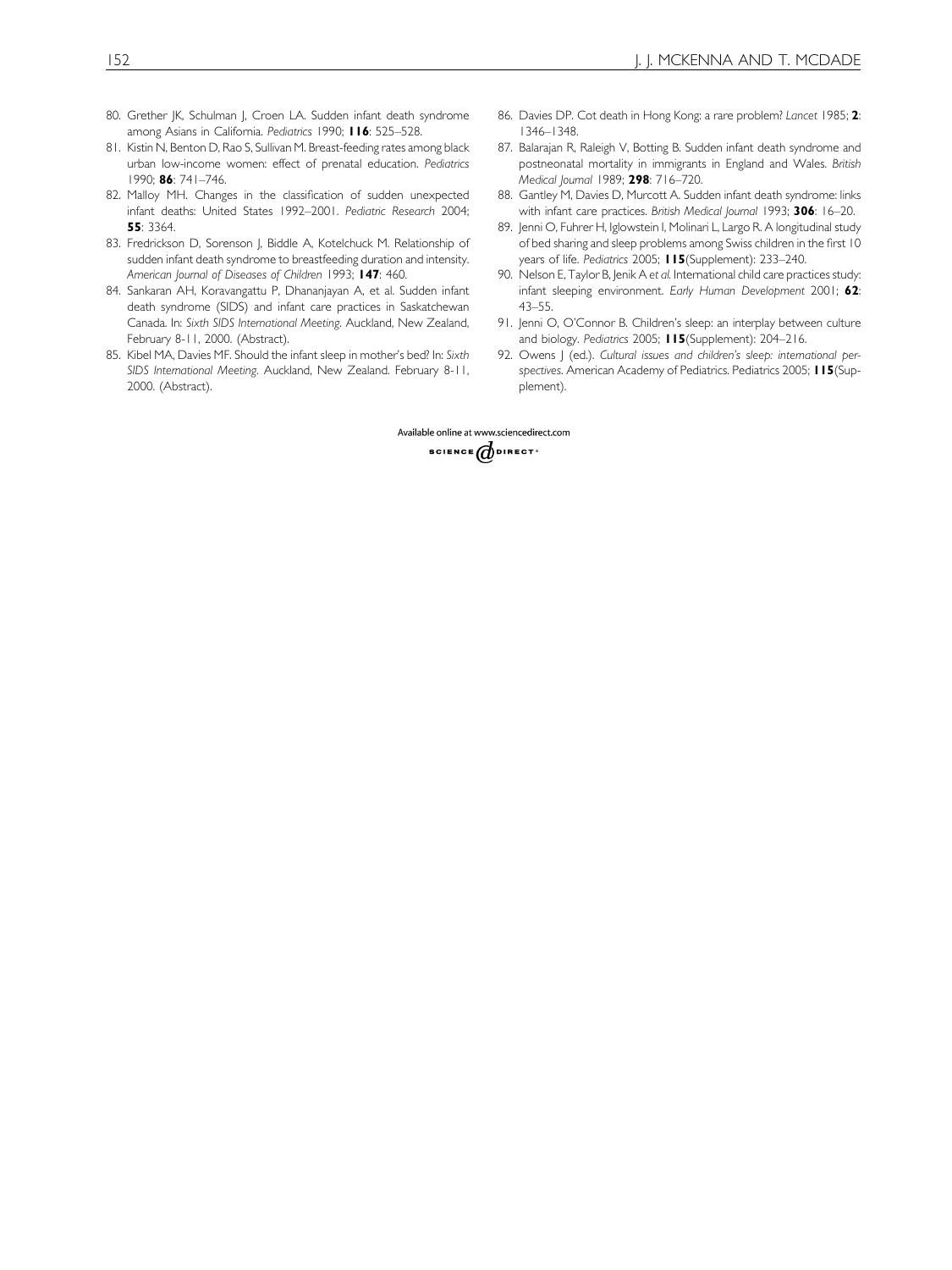80. Grether JK, Schulman J, Croen LA. Sudden infant death syndrome among Asians in California. *Pediatrics* 1990; **116**: 525–528.
81. Kistin N, Benton D, Rao S, Sullivan M. Breast-feeding rates among black urban low-income women: effect of prenatal education. *Pediatrics* 1990; **86**: 741–746.
82. Malloy MH. Changes in the classification of sudden unexpected infant deaths: United States 1992–2001. *Pediatric Research* 2004; **55**: 3364.
83. Fredrickson D, Sorenson J, Biddle A, Kotelchuck M. Relationship of sudden infant death syndrome to breastfeeding duration and intensity. *American Journal of Diseases of Children* 1993; **147**: 460.
84. Sankaran AH, Koravangattu P, Dhananjayan A, et al. Sudden infant death syndrome (SIDS) and infant care practices in Saskatchewan Canada. In: *Sixth SIDS International Meeting*. Auckland, New Zealand, February 8-11, 2000. (Abstract).
85. Kibel MA, Davies MF. Should the infant sleep in mother's bed? In: *Sixth SIDS International Meeting*. Auckland, New Zealand. February 8-11, 2000. (Abstract).
86. Davies DP. Cot death in Hong Kong: a rare problem? *Lancet* 1985; **2**: 1346–1348.
87. Balarajan R, Raleigh V, Botting B. Sudden infant death syndrome and postneonatal mortality in immigrants in England and Wales. *British Medical Journal* 1989; **298**: 716–720.
88. Gantley M, Davies D, Murcott A. Sudden infant death syndrome: links with infant care practices. *British Medical Journal* 1993; **306**: 16–20.
89. Jenni O, Fuhrer H, Iglowstein I, Molinari L, Largo R. A longitudinal study of bed sharing and sleep problems among Swiss children in the first 10 years of life. *Pediatrics* 2005; **115**(Supplement): 233–240.
90. Nelson E, Taylor B, Jenik A *et al.* International child care practices study: infant sleeping environment. *Early Human Development* 2001; **62**: 43–55.
91. Jenni O, O'Connor B. Children's sleep: an interplay between culture and biology. *Pediatrics* 2005; **115**(Supplement): 204–216.
92. Owens J (ed.). *Cultural issues and children's sleep: international perspectives*. American Academy of Pediatrics. Pediatrics 2005; **115**(Supplement).

Available online at www.sciencedirect.com

SCIENCE DIRECT®